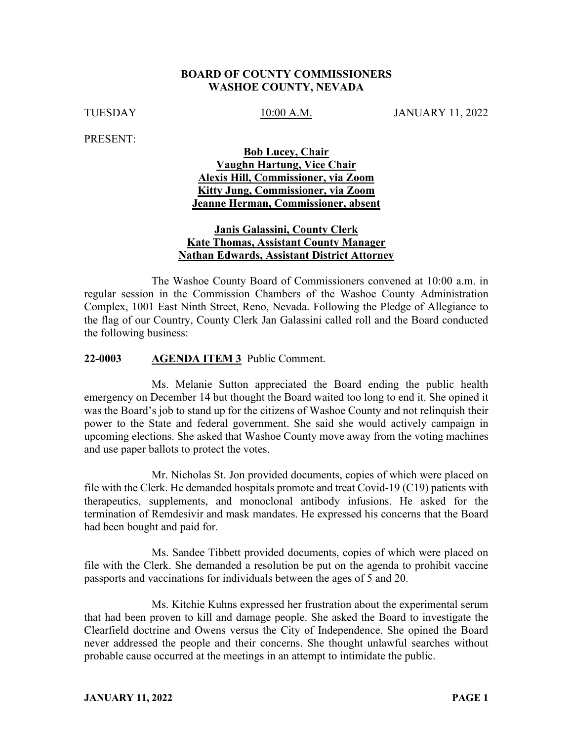**BOARD OF COUNTY COMMISSIONERS**
**WASHOE COUNTY, NEVADA**

TUESDAY 10:00 A.M. JANUARY 11, 2022

PRESENT:

**Bob Lucey, Chair**
**Vaughn Hartung, Vice Chair**
**Alexis Hill, Commissioner, via Zoom**
**Kitty Jung, Commissioner, via Zoom**
**Jeanne Herman, Commissioner, absent**

**Janis Galassini, County Clerk**
**Kate Thomas, Assistant County Manager**
**Nathan Edwards, Assistant District Attorney**

The Washoe County Board of Commissioners convened at 10:00 a.m. in regular session in the Commission Chambers of the Washoe County Administration Complex, 1001 East Ninth Street, Reno, Nevada. Following the Pledge of Allegiance to the flag of our Country, County Clerk Jan Galassini called roll and the Board conducted the following business:

**22-0003 AGENDA ITEM 3** Public Comment.

Ms. Melanie Sutton appreciated the Board ending the public health emergency on December 14 but thought the Board waited too long to end it. She opined it was the Board's job to stand up for the citizens of Washoe County and not relinquish their power to the State and federal government. She said she would actively campaign in upcoming elections. She asked that Washoe County move away from the voting machines and use paper ballots to protect the votes.

Mr. Nicholas St. Jon provided documents, copies of which were placed on file with the Clerk. He demanded hospitals promote and treat Covid-19 (C19) patients with therapeutics, supplements, and monoclonal antibody infusions. He asked for the termination of Remdesivir and mask mandates. He expressed his concerns that the Board had been bought and paid for.

Ms. Sandee Tibbett provided documents, copies of which were placed on file with the Clerk. She demanded a resolution be put on the agenda to prohibit vaccine passports and vaccinations for individuals between the ages of 5 and 20.

Ms. Kitchie Kuhns expressed her frustration about the experimental serum that had been proven to kill and damage people. She asked the Board to investigate the Clearfield doctrine and Owens versus the City of Independence. She opined the Board never addressed the people and their concerns. She thought unlawful searches without probable cause occurred at the meetings in an attempt to intimidate the public.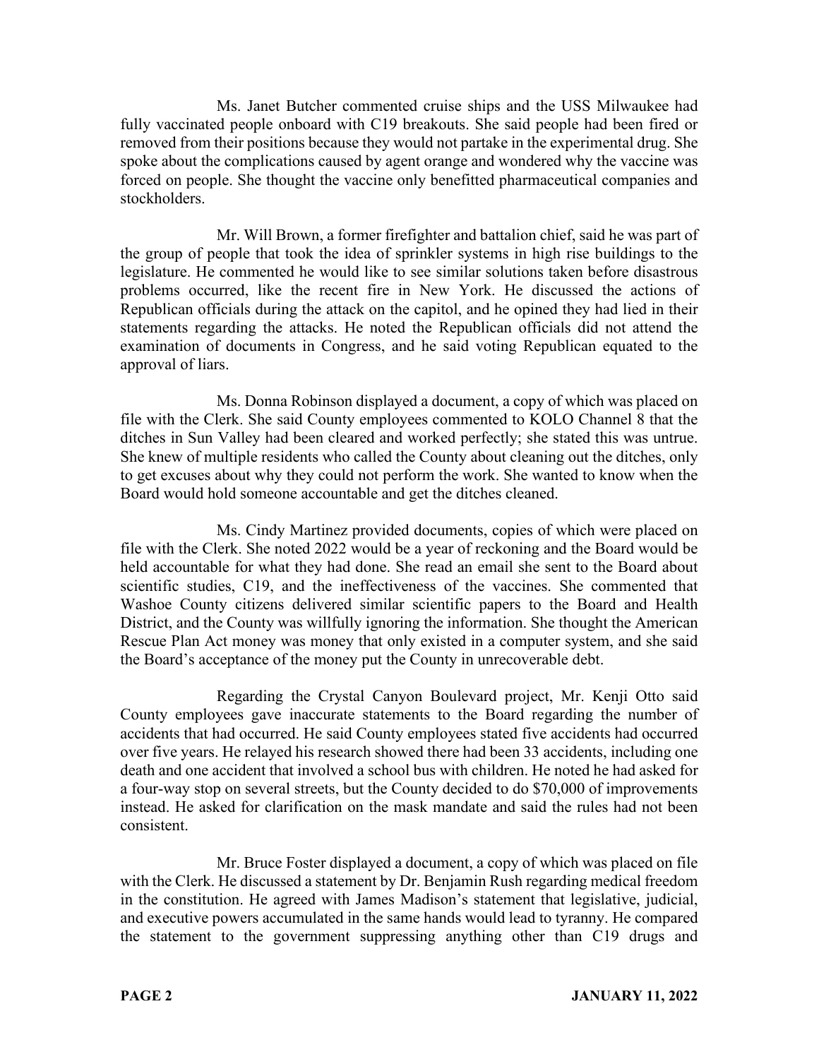Ms. Janet Butcher commented cruise ships and the USS Milwaukee had fully vaccinated people onboard with C19 breakouts. She said people had been fired or removed from their positions because they would not partake in the experimental drug. She spoke about the complications caused by agent orange and wondered why the vaccine was forced on people. She thought the vaccine only benefitted pharmaceutical companies and stockholders.

Mr. Will Brown, a former firefighter and battalion chief, said he was part of the group of people that took the idea of sprinkler systems in high rise buildings to the legislature. He commented he would like to see similar solutions taken before disastrous problems occurred, like the recent fire in New York. He discussed the actions of Republican officials during the attack on the capitol, and he opined they had lied in their statements regarding the attacks. He noted the Republican officials did not attend the examination of documents in Congress, and he said voting Republican equated to the approval of liars.

Ms. Donna Robinson displayed a document, a copy of which was placed on file with the Clerk. She said County employees commented to KOLO Channel 8 that the ditches in Sun Valley had been cleared and worked perfectly; she stated this was untrue. She knew of multiple residents who called the County about cleaning out the ditches, only to get excuses about why they could not perform the work. She wanted to know when the Board would hold someone accountable and get the ditches cleaned.

Ms. Cindy Martinez provided documents, copies of which were placed on file with the Clerk. She noted 2022 would be a year of reckoning and the Board would be held accountable for what they had done. She read an email she sent to the Board about scientific studies, C19, and the ineffectiveness of the vaccines. She commented that Washoe County citizens delivered similar scientific papers to the Board and Health District, and the County was willfully ignoring the information. She thought the American Rescue Plan Act money was money that only existed in a computer system, and she said the Board's acceptance of the money put the County in unrecoverable debt.

Regarding the Crystal Canyon Boulevard project, Mr. Kenji Otto said County employees gave inaccurate statements to the Board regarding the number of accidents that had occurred. He said County employees stated five accidents had occurred over five years. He relayed his research showed there had been 33 accidents, including one death and one accident that involved a school bus with children. He noted he had asked for a four-way stop on several streets, but the County decided to do $70,000 of improvements instead. He asked for clarification on the mask mandate and said the rules had not been consistent.

Mr. Bruce Foster displayed a document, a copy of which was placed on file with the Clerk. He discussed a statement by Dr. Benjamin Rush regarding medical freedom in the constitution. He agreed with James Madison's statement that legislative, judicial, and executive powers accumulated in the same hands would lead to tyranny. He compared the statement to the government suppressing anything other than C19 drugs and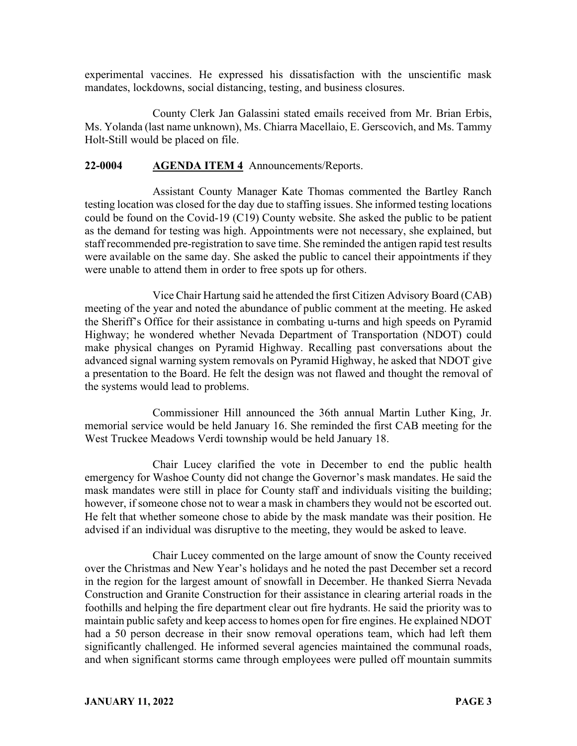experimental vaccines. He expressed his dissatisfaction with the unscientific mask mandates, lockdowns, social distancing, testing, and business closures.

County Clerk Jan Galassini stated emails received from Mr. Brian Erbis, Ms. Yolanda (last name unknown), Ms. Chiarra Macellaio, E. Gerscovich, and Ms. Tammy Holt-Still would be placed on file.

**22-0004 AGENDA ITEM 4** Announcements/Reports.

Assistant County Manager Kate Thomas commented the Bartley Ranch testing location was closed for the day due to staffing issues. She informed testing locations could be found on the Covid-19 (C19) County website. She asked the public to be patient as the demand for testing was high. Appointments were not necessary, she explained, but staff recommended pre-registration to save time. She reminded the antigen rapid test results were available on the same day. She asked the public to cancel their appointments if they were unable to attend them in order to free spots up for others.

Vice Chair Hartung said he attended the first Citizen Advisory Board (CAB) meeting of the year and noted the abundance of public comment at the meeting. He asked the Sheriff's Office for their assistance in combating u-turns and high speeds on Pyramid Highway; he wondered whether Nevada Department of Transportation (NDOT) could make physical changes on Pyramid Highway. Recalling past conversations about the advanced signal warning system removals on Pyramid Highway, he asked that NDOT give a presentation to the Board. He felt the design was not flawed and thought the removal of the systems would lead to problems.

Commissioner Hill announced the 36th annual Martin Luther King, Jr. memorial service would be held January 16. She reminded the first CAB meeting for the West Truckee Meadows Verdi township would be held January 18.

Chair Lucey clarified the vote in December to end the public health emergency for Washoe County did not change the Governor's mask mandates. He said the mask mandates were still in place for County staff and individuals visiting the building; however, if someone chose not to wear a mask in chambers they would not be escorted out. He felt that whether someone chose to abide by the mask mandate was their position. He advised if an individual was disruptive to the meeting, they would be asked to leave.

Chair Lucey commented on the large amount of snow the County received over the Christmas and New Year's holidays and he noted the past December set a record in the region for the largest amount of snowfall in December. He thanked Sierra Nevada Construction and Granite Construction for their assistance in clearing arterial roads in the foothills and helping the fire department clear out fire hydrants. He said the priority was to maintain public safety and keep access to homes open for fire engines. He explained NDOT had a 50 person decrease in their snow removal operations team, which had left them significantly challenged. He informed several agencies maintained the communal roads, and when significant storms came through employees were pulled off mountain summits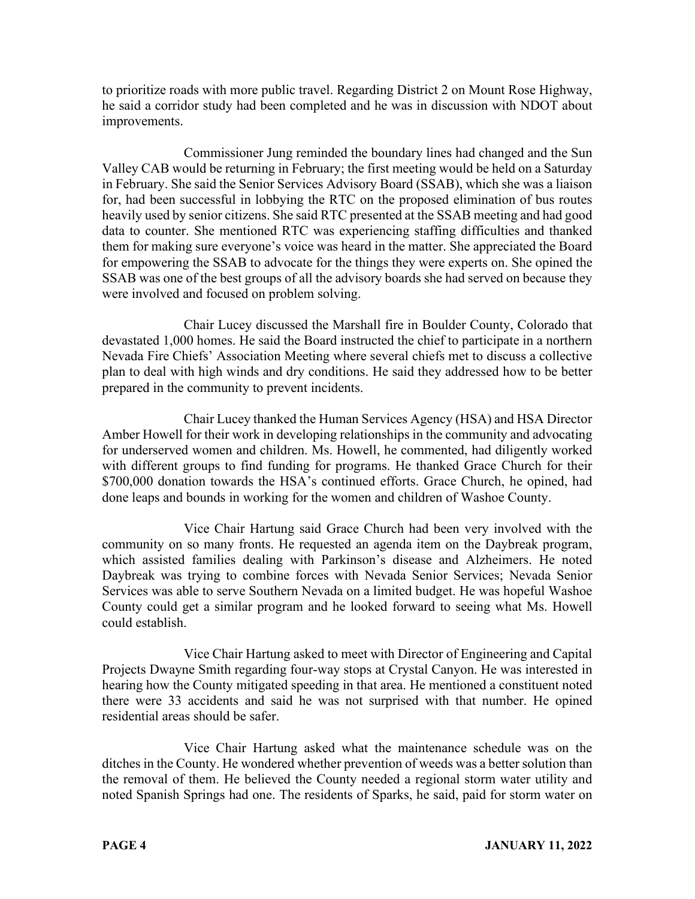to prioritize roads with more public travel. Regarding District 2 on Mount Rose Highway, he said a corridor study had been completed and he was in discussion with NDOT about improvements.

Commissioner Jung reminded the boundary lines had changed and the Sun Valley CAB would be returning in February; the first meeting would be held on a Saturday in February. She said the Senior Services Advisory Board (SSAB), which she was a liaison for, had been successful in lobbying the RTC on the proposed elimination of bus routes heavily used by senior citizens. She said RTC presented at the SSAB meeting and had good data to counter. She mentioned RTC was experiencing staffing difficulties and thanked them for making sure everyone's voice was heard in the matter. She appreciated the Board for empowering the SSAB to advocate for the things they were experts on. She opined the SSAB was one of the best groups of all the advisory boards she had served on because they were involved and focused on problem solving.

Chair Lucey discussed the Marshall fire in Boulder County, Colorado that devastated 1,000 homes. He said the Board instructed the chief to participate in a northern Nevada Fire Chiefs' Association Meeting where several chiefs met to discuss a collective plan to deal with high winds and dry conditions. He said they addressed how to be better prepared in the community to prevent incidents.

Chair Lucey thanked the Human Services Agency (HSA) and HSA Director Amber Howell for their work in developing relationships in the community and advocating for underserved women and children. Ms. Howell, he commented, had diligently worked with different groups to find funding for programs. He thanked Grace Church for their $700,000 donation towards the HSA's continued efforts. Grace Church, he opined, had done leaps and bounds in working for the women and children of Washoe County.

Vice Chair Hartung said Grace Church had been very involved with the community on so many fronts. He requested an agenda item on the Daybreak program, which assisted families dealing with Parkinson's disease and Alzheimers. He noted Daybreak was trying to combine forces with Nevada Senior Services; Nevada Senior Services was able to serve Southern Nevada on a limited budget. He was hopeful Washoe County could get a similar program and he looked forward to seeing what Ms. Howell could establish.

Vice Chair Hartung asked to meet with Director of Engineering and Capital Projects Dwayne Smith regarding four-way stops at Crystal Canyon. He was interested in hearing how the County mitigated speeding in that area. He mentioned a constituent noted there were 33 accidents and said he was not surprised with that number. He opined residential areas should be safer.

Vice Chair Hartung asked what the maintenance schedule was on the ditches in the County. He wondered whether prevention of weeds was a better solution than the removal of them. He believed the County needed a regional storm water utility and noted Spanish Springs had one. The residents of Sparks, he said, paid for storm water on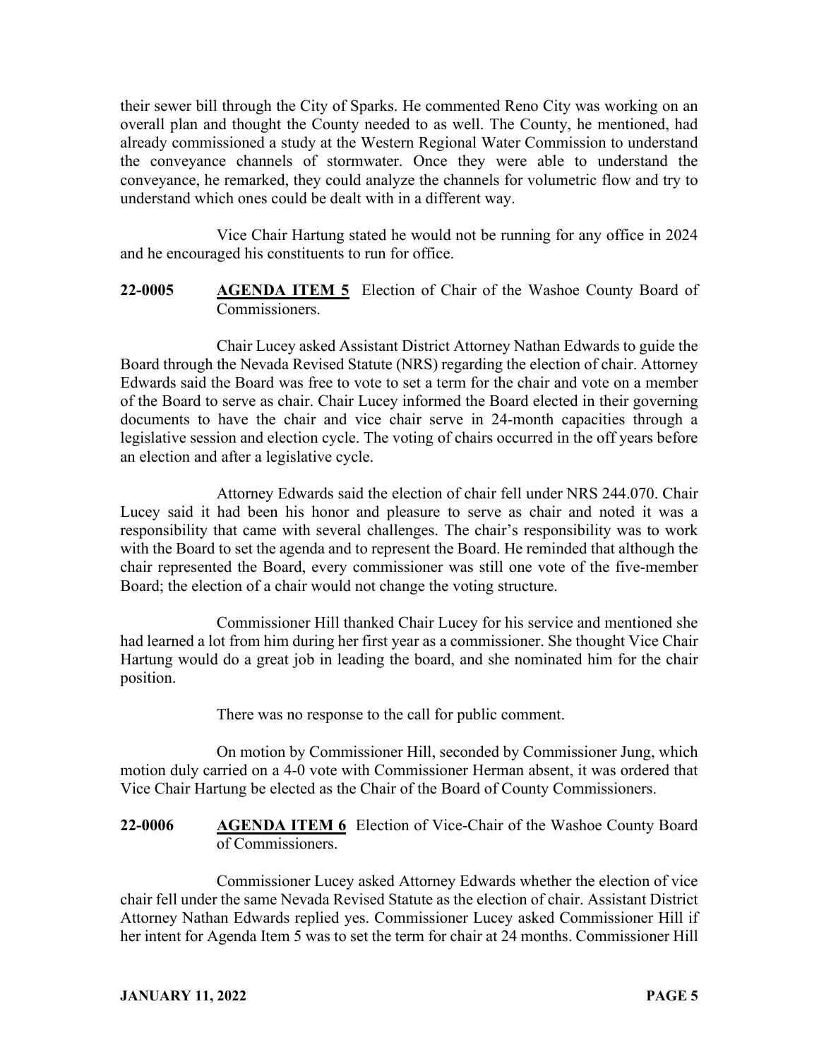their sewer bill through the City of Sparks. He commented Reno City was working on an overall plan and thought the County needed to as well. The County, he mentioned, had already commissioned a study at the Western Regional Water Commission to understand the conveyance channels of stormwater. Once they were able to understand the conveyance, he remarked, they could analyze the channels for volumetric flow and try to understand which ones could be dealt with in a different way.

Vice Chair Hartung stated he would not be running for any office in 2024 and he encouraged his constituents to run for office.

**22-0005** **AGENDA ITEM 5** Election of Chair of the Washoe County Board of Commissioners.

Chair Lucey asked Assistant District Attorney Nathan Edwards to guide the Board through the Nevada Revised Statute (NRS) regarding the election of chair. Attorney Edwards said the Board was free to vote to set a term for the chair and vote on a member of the Board to serve as chair. Chair Lucey informed the Board elected in their governing documents to have the chair and vice chair serve in 24-month capacities through a legislative session and election cycle. The voting of chairs occurred in the off years before an election and after a legislative cycle.

Attorney Edwards said the election of chair fell under NRS 244.070. Chair Lucey said it had been his honor and pleasure to serve as chair and noted it was a responsibility that came with several challenges. The chair's responsibility was to work with the Board to set the agenda and to represent the Board. He reminded that although the chair represented the Board, every commissioner was still one vote of the five-member Board; the election of a chair would not change the voting structure.

Commissioner Hill thanked Chair Lucey for his service and mentioned she had learned a lot from him during her first year as a commissioner. She thought Vice Chair Hartung would do a great job in leading the board, and she nominated him for the chair position.

There was no response to the call for public comment.

On motion by Commissioner Hill, seconded by Commissioner Jung, which motion duly carried on a 4-0 vote with Commissioner Herman absent, it was ordered that Vice Chair Hartung be elected as the Chair of the Board of County Commissioners.

**22-0006** **AGENDA ITEM 6** Election of Vice-Chair of the Washoe County Board of Commissioners.

Commissioner Lucey asked Attorney Edwards whether the election of vice chair fell under the same Nevada Revised Statute as the election of chair. Assistant District Attorney Nathan Edwards replied yes. Commissioner Lucey asked Commissioner Hill if her intent for Agenda Item 5 was to set the term for chair at 24 months. Commissioner Hill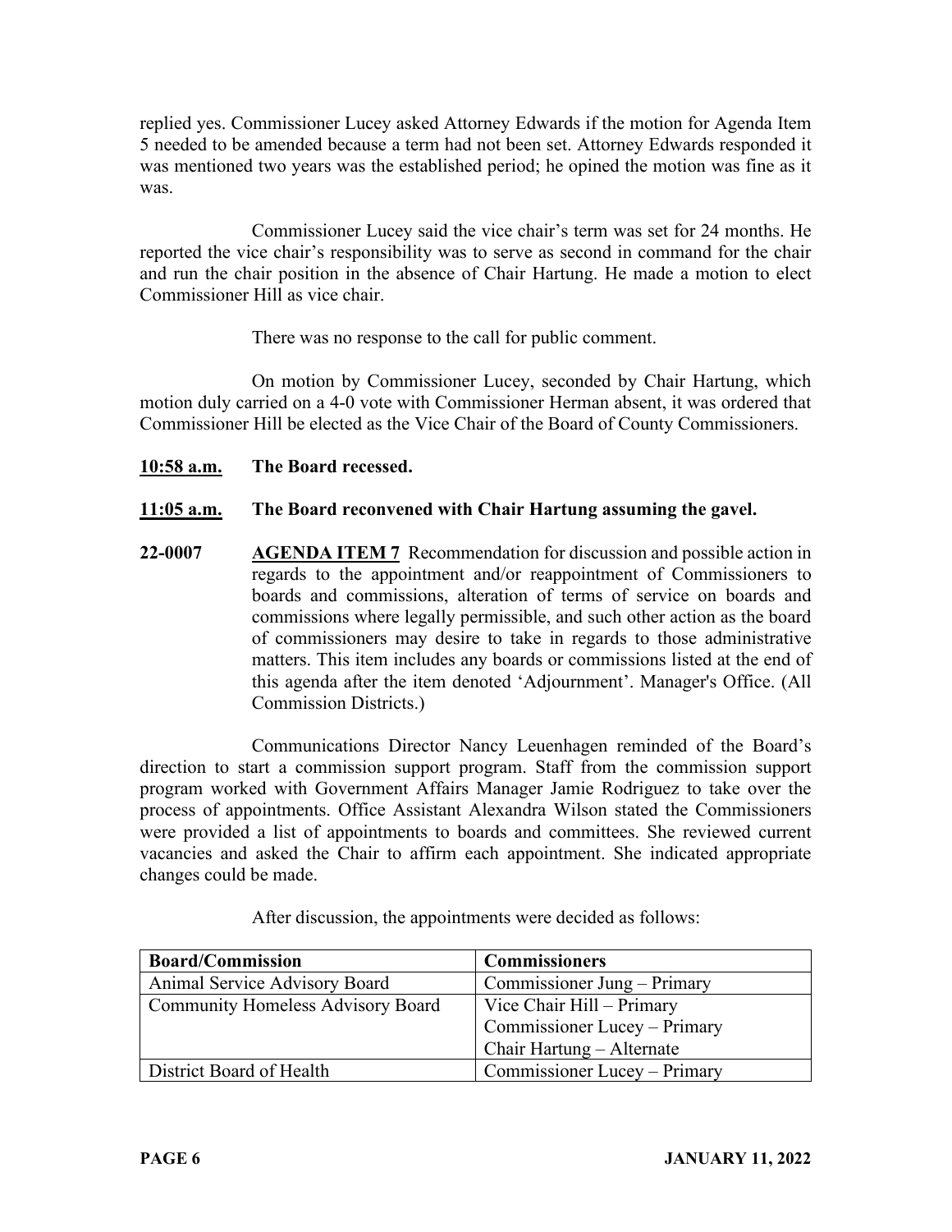replied yes. Commissioner Lucey asked Attorney Edwards if the motion for Agenda Item 5 needed to be amended because a term had not been set. Attorney Edwards responded it was mentioned two years was the established period; he opined the motion was fine as it was.

Commissioner Lucey said the vice chair's term was set for 24 months. He reported the vice chair's responsibility was to serve as second in command for the chair and run the chair position in the absence of Chair Hartung. He made a motion to elect Commissioner Hill as vice chair.

There was no response to the call for public comment.

On motion by Commissioner Lucey, seconded by Chair Hartung, which motion duly carried on a 4-0 vote with Commissioner Herman absent, it was ordered that Commissioner Hill be elected as the Vice Chair of the Board of County Commissioners.

**10:58 a.m.** **The Board recessed.**

**11:05 a.m.** **The Board reconvened with Chair Hartung assuming the gavel.**

**22-0007** **AGENDA ITEM 7** Recommendation for discussion and possible action in regards to the appointment and/or reappointment of Commissioners to boards and commissions, alteration of terms of service on boards and commissions where legally permissible, and such other action as the board of commissioners may desire to take in regards to those administrative matters. This item includes any boards or commissions listed at the end of this agenda after the item denoted 'Adjournment'. Manager's Office. (All Commission Districts.)

Communications Director Nancy Leuenhagen reminded of the Board's direction to start a commission support program. Staff from the commission support program worked with Government Affairs Manager Jamie Rodriguez to take over the process of appointments. Office Assistant Alexandra Wilson stated the Commissioners were provided a list of appointments to boards and committees. She reviewed current vacancies and asked the Chair to affirm each appointment. She indicated appropriate changes could be made.

After discussion, the appointments were decided as follows:

| Board/Commission | Commissioners |
|---|---|
| Animal Service Advisory Board | Commissioner Jung – Primary |
| Community Homeless Advisory Board | Vice Chair Hill – Primary<br>Commissioner Lucey – Primary<br>Chair Hartung – Alternate |
| District Board of Health | Commissioner Lucey – Primary |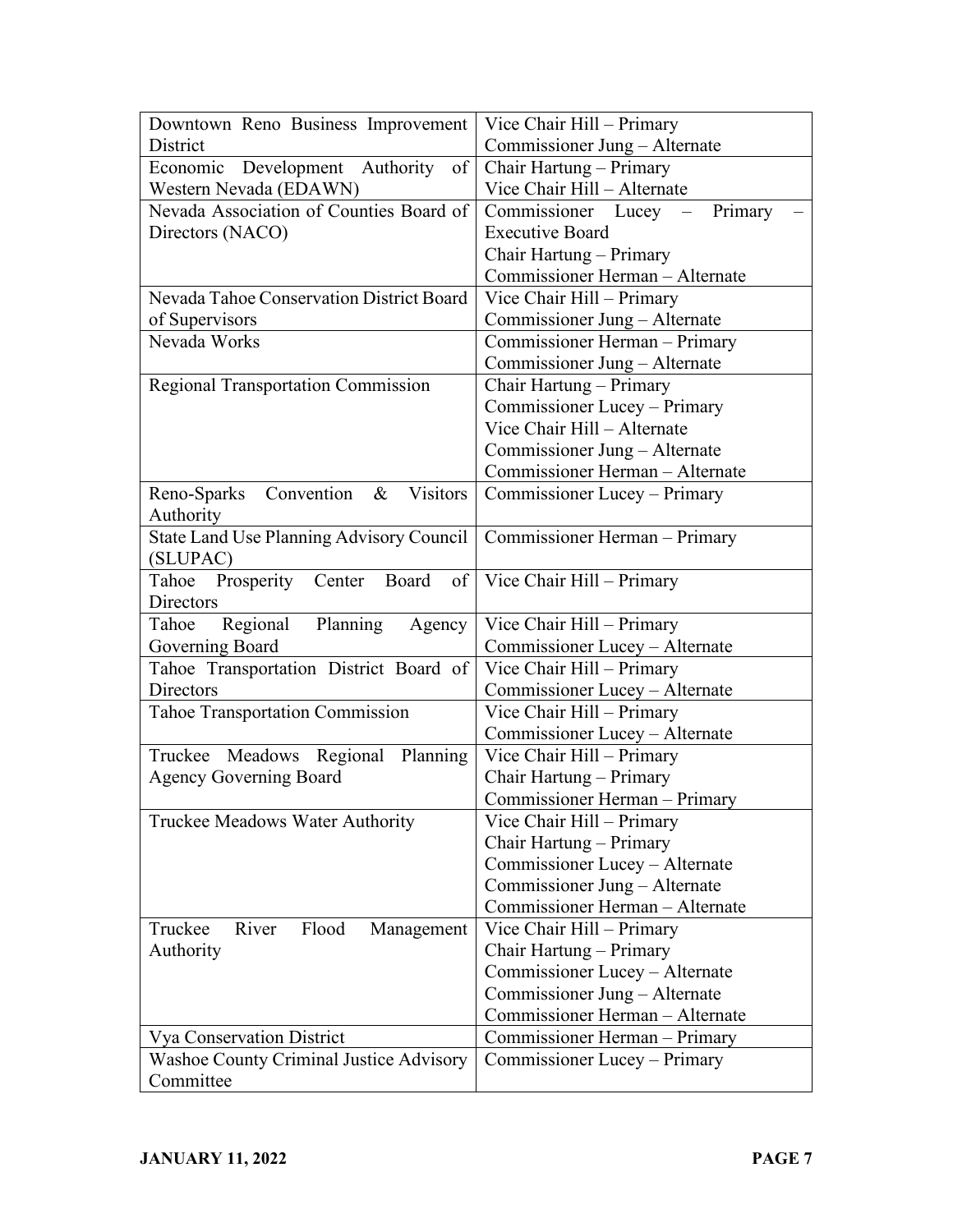| | |
|---|---|
| Downtown Reno Business Improvement District | Vice Chair Hill – Primary<br>Commissioner Jung – Alternate |
| Economic Development Authority of Western Nevada (EDAWN) | Chair Hartung – Primary<br>Vice Chair Hill – Alternate |
| Nevada Association of Counties Board of Directors (NACO) | Commissioner Lucey – Primary – Executive Board<br>Chair Hartung – Primary<br>Commissioner Herman – Alternate |
| Nevada Tahoe Conservation District Board of Supervisors | Vice Chair Hill – Primary<br>Commissioner Jung – Alternate |
| Nevada Works | Commissioner Herman – Primary<br>Commissioner Jung – Alternate |
| Regional Transportation Commission | Chair Hartung – Primary<br>Commissioner Lucey – Primary<br>Vice Chair Hill – Alternate<br>Commissioner Jung – Alternate<br>Commissioner Herman – Alternate |
| Reno-Sparks Convention & Visitors Authority | Commissioner Lucey – Primary |
| State Land Use Planning Advisory Council (SLUPAC) | Commissioner Herman – Primary |
| Tahoe Prosperity Center Board of Directors | Vice Chair Hill – Primary |
| Tahoe Regional Planning Agency Governing Board | Vice Chair Hill – Primary<br>Commissioner Lucey – Alternate |
| Tahoe Transportation District Board of Directors | Vice Chair Hill – Primary<br>Commissioner Lucey – Alternate |
| Tahoe Transportation Commission | Vice Chair Hill – Primary<br>Commissioner Lucey – Alternate |
| Truckee Meadows Regional Planning Agency Governing Board | Vice Chair Hill – Primary<br>Chair Hartung – Primary<br>Commissioner Herman – Primary |
| Truckee Meadows Water Authority | Vice Chair Hill – Primary<br>Chair Hartung – Primary<br>Commissioner Lucey – Alternate<br>Commissioner Jung – Alternate<br>Commissioner Herman – Alternate |
| Truckee River Flood Management Authority | Vice Chair Hill – Primary<br>Chair Hartung – Primary<br>Commissioner Lucey – Alternate<br>Commissioner Jung – Alternate<br>Commissioner Herman – Alternate |
| Vya Conservation District | Commissioner Herman – Primary |
| Washoe County Criminal Justice Advisory Committee | Commissioner Lucey – Primary |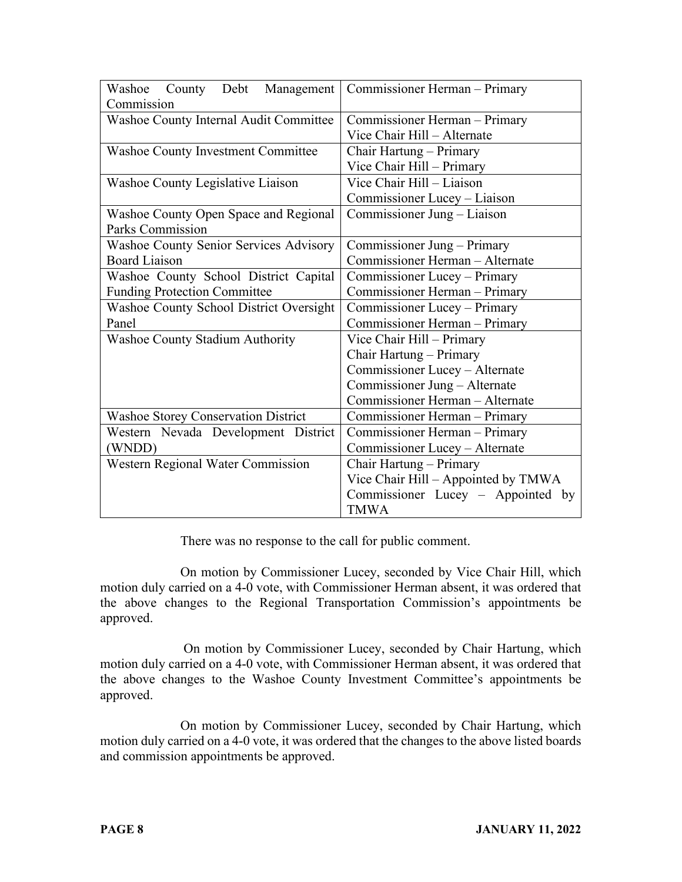| | |
|---|---|
| Washoe County Debt Management Commission | Commissioner Herman – Primary |
| Washoe County Internal Audit Committee | Commissioner Herman – Primary<br>Vice Chair Hill – Alternate |
| Washoe County Investment Committee | Chair Hartung – Primary<br>Vice Chair Hill – Primary |
| Washoe County Legislative Liaison | Vice Chair Hill – Liaison<br>Commissioner Lucey – Liaison |
| Washoe County Open Space and Regional Parks Commission | Commissioner Jung – Liaison |
| Washoe County Senior Services Advisory Board Liaison | Commissioner Jung – Primary<br>Commissioner Herman – Alternate |
| Washoe County School District Capital Funding Protection Committee | Commissioner Lucey – Primary<br>Commissioner Herman – Primary |
| Washoe County School District Oversight Panel | Commissioner Lucey – Primary<br>Commissioner Herman – Primary |
| Washoe County Stadium Authority | Vice Chair Hill – Primary<br>Chair Hartung – Primary<br>Commissioner Lucey – Alternate<br>Commissioner Jung – Alternate<br>Commissioner Herman – Alternate |
| Washoe Storey Conservation District | Commissioner Herman – Primary |
| Western Nevada Development District (WNDD) | Commissioner Herman – Primary<br>Commissioner Lucey – Alternate |
| Western Regional Water Commission | Chair Hartung – Primary<br>Vice Chair Hill – Appointed by TMWA<br>Commissioner Lucey – Appointed by TMWA |

There was no response to the call for public comment.

On motion by Commissioner Lucey, seconded by Vice Chair Hill, which motion duly carried on a 4-0 vote, with Commissioner Herman absent, it was ordered that the above changes to the Regional Transportation Commission's appointments be approved.

On motion by Commissioner Lucey, seconded by Chair Hartung, which motion duly carried on a 4-0 vote, with Commissioner Herman absent, it was ordered that the above changes to the Washoe County Investment Committee's appointments be approved.

On motion by Commissioner Lucey, seconded by Chair Hartung, which motion duly carried on a 4-0 vote, it was ordered that the changes to the above listed boards and commission appointments be approved.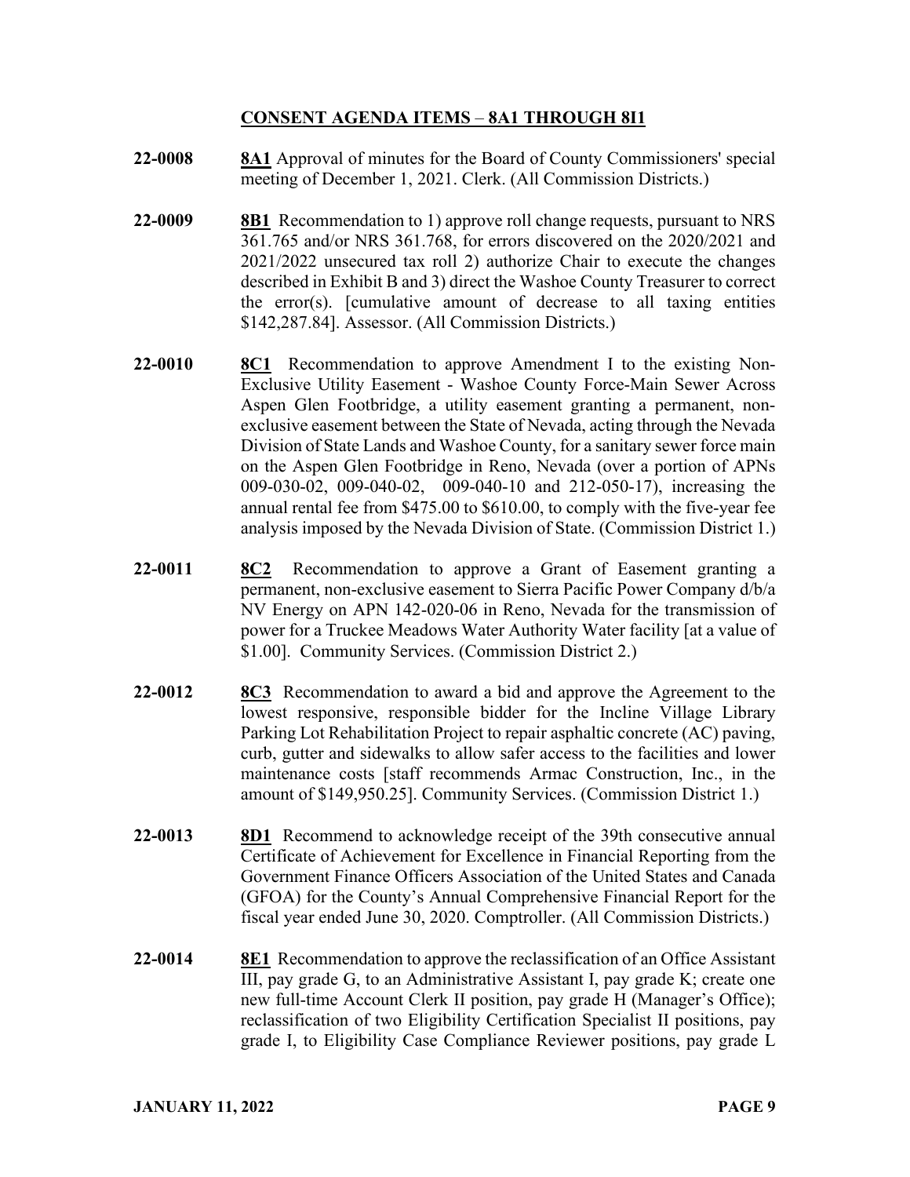## CONSENT AGENDA ITEMS – 8A1 THROUGH 8I1

**22-0008** **8A1** Approval of minutes for the Board of County Commissioners' special meeting of December 1, 2021. Clerk. (All Commission Districts.)

**22-0009** **8B1** Recommendation to 1) approve roll change requests, pursuant to NRS 361.765 and/or NRS 361.768, for errors discovered on the 2020/2021 and 2021/2022 unsecured tax roll 2) authorize Chair to execute the changes described in Exhibit B and 3) direct the Washoe County Treasurer to correct the error(s). [cumulative amount of decrease to all taxing entities $142,287.84]. Assessor. (All Commission Districts.)

**22-0010** **8C1** Recommendation to approve Amendment I to the existing Non-Exclusive Utility Easement - Washoe County Force-Main Sewer Across Aspen Glen Footbridge, a utility easement granting a permanent, non-exclusive easement between the State of Nevada, acting through the Nevada Division of State Lands and Washoe County, for a sanitary sewer force main on the Aspen Glen Footbridge in Reno, Nevada (over a portion of APNs 009-030-02, 009-040-02, 009-040-10 and 212-050-17), increasing the annual rental fee from $475.00 to $610.00, to comply with the five-year fee analysis imposed by the Nevada Division of State. (Commission District 1.)

**22-0011** **8C2** Recommendation to approve a Grant of Easement granting a permanent, non-exclusive easement to Sierra Pacific Power Company d/b/a NV Energy on APN 142-020-06 in Reno, Nevada for the transmission of power for a Truckee Meadows Water Authority Water facility [at a value of $1.00]. Community Services. (Commission District 2.)

**22-0012** **8C3** Recommendation to award a bid and approve the Agreement to the lowest responsive, responsible bidder for the Incline Village Library Parking Lot Rehabilitation Project to repair asphaltic concrete (AC) paving, curb, gutter and sidewalks to allow safer access to the facilities and lower maintenance costs [staff recommends Armac Construction, Inc., in the amount of $149,950.25]. Community Services. (Commission District 1.)

**22-0013** **8D1** Recommend to acknowledge receipt of the 39th consecutive annual Certificate of Achievement for Excellence in Financial Reporting from the Government Finance Officers Association of the United States and Canada (GFOA) for the County's Annual Comprehensive Financial Report for the fiscal year ended June 30, 2020. Comptroller. (All Commission Districts.)

**22-0014** **8E1** Recommendation to approve the reclassification of an Office Assistant III, pay grade G, to an Administrative Assistant I, pay grade K; create one new full-time Account Clerk II position, pay grade H (Manager's Office); reclassification of two Eligibility Certification Specialist II positions, pay grade I, to Eligibility Case Compliance Reviewer positions, pay grade L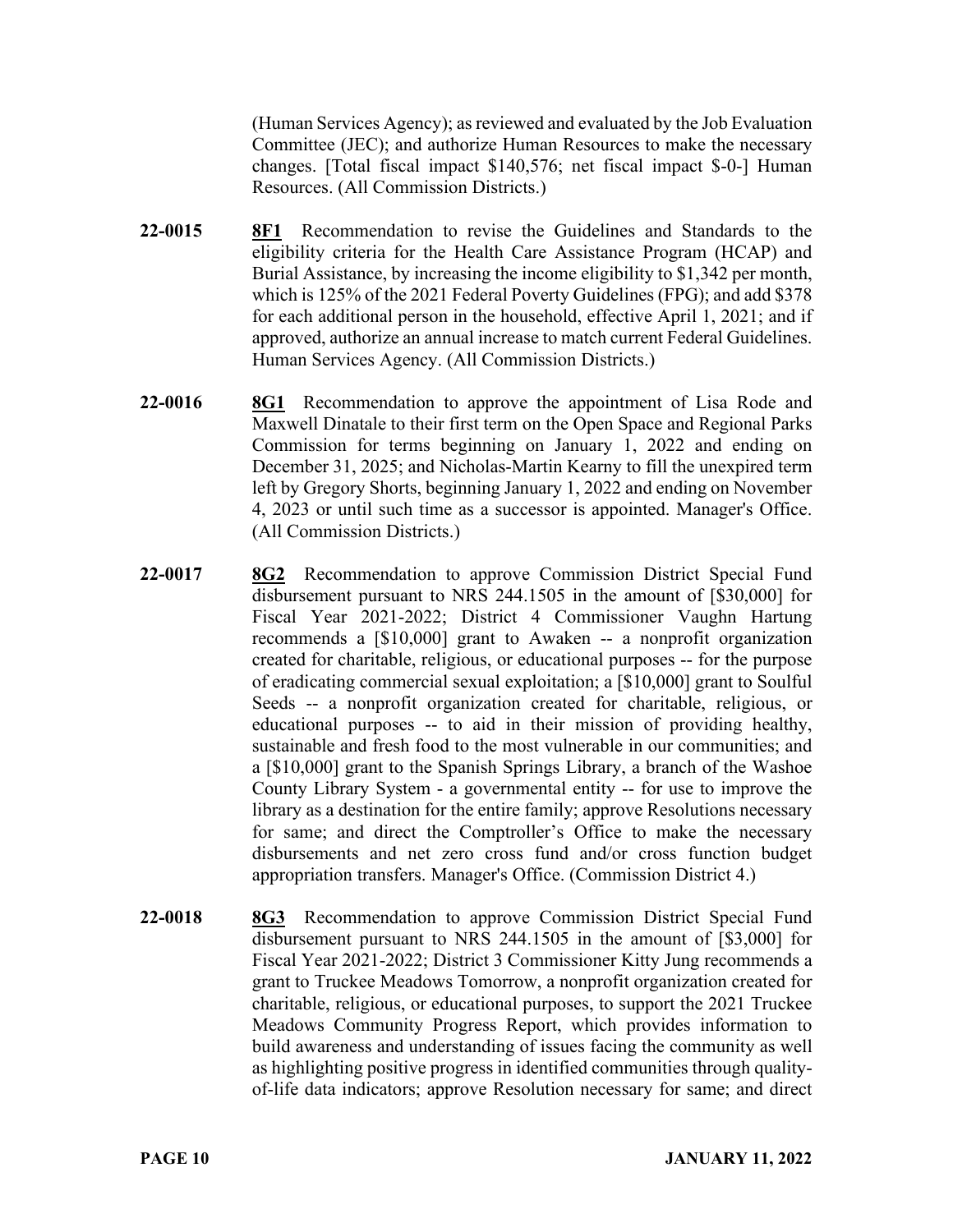(Human Services Agency); as reviewed and evaluated by the Job Evaluation Committee (JEC); and authorize Human Resources to make the necessary changes. [Total fiscal impact $140,576; net fiscal impact $-0-] Human Resources. (All Commission Districts.)

**22-0015** **8F1** Recommendation to revise the Guidelines and Standards to the eligibility criteria for the Health Care Assistance Program (HCAP) and Burial Assistance, by increasing the income eligibility to $1,342 per month, which is 125% of the 2021 Federal Poverty Guidelines (FPG); and add $378 for each additional person in the household, effective April 1, 2021; and if approved, authorize an annual increase to match current Federal Guidelines. Human Services Agency. (All Commission Districts.)

**22-0016** **8G1** Recommendation to approve the appointment of Lisa Rode and Maxwell Dinatale to their first term on the Open Space and Regional Parks Commission for terms beginning on January 1, 2022 and ending on December 31, 2025; and Nicholas-Martin Kearny to fill the unexpired term left by Gregory Shorts, beginning January 1, 2022 and ending on November 4, 2023 or until such time as a successor is appointed. Manager's Office. (All Commission Districts.)

**22-0017** **8G2** Recommendation to approve Commission District Special Fund disbursement pursuant to NRS 244.1505 in the amount of [$30,000] for Fiscal Year 2021-2022; District 4 Commissioner Vaughn Hartung recommends a [$10,000] grant to Awaken -- a nonprofit organization created for charitable, religious, or educational purposes -- for the purpose of eradicating commercial sexual exploitation; a [$10,000] grant to Soulful Seeds -- a nonprofit organization created for charitable, religious, or educational purposes -- to aid in their mission of providing healthy, sustainable and fresh food to the most vulnerable in our communities; and a [$10,000] grant to the Spanish Springs Library, a branch of the Washoe County Library System - a governmental entity -- for use to improve the library as a destination for the entire family; approve Resolutions necessary for same; and direct the Comptroller's Office to make the necessary disbursements and net zero cross fund and/or cross function budget appropriation transfers. Manager's Office. (Commission District 4.)

**22-0018** **8G3** Recommendation to approve Commission District Special Fund disbursement pursuant to NRS 244.1505 in the amount of [$3,000] for Fiscal Year 2021-2022; District 3 Commissioner Kitty Jung recommends a grant to Truckee Meadows Tomorrow, a nonprofit organization created for charitable, religious, or educational purposes, to support the 2021 Truckee Meadows Community Progress Report, which provides information to build awareness and understanding of issues facing the community as well as highlighting positive progress in identified communities through quality-of-life data indicators; approve Resolution necessary for same; and direct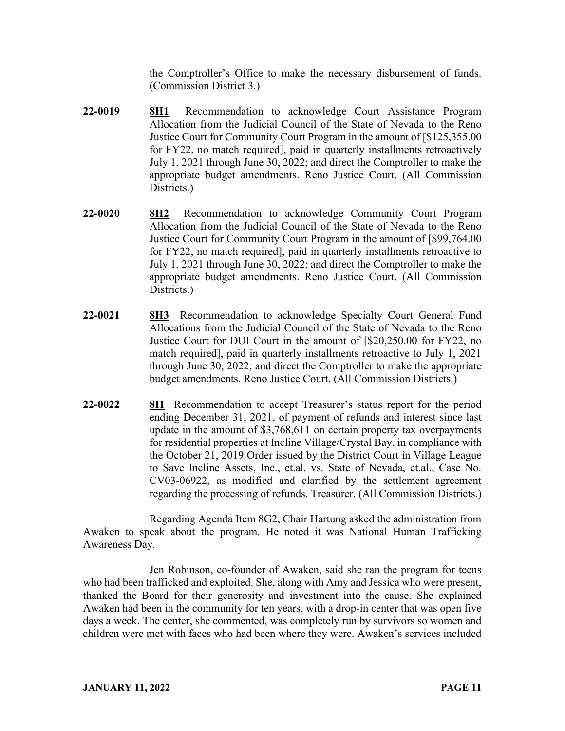the Comptroller's Office to make the necessary disbursement of funds. (Commission District 3.)

**22-0019** **8H1** Recommendation to acknowledge Court Assistance Program Allocation from the Judicial Council of the State of Nevada to the Reno Justice Court for Community Court Program in the amount of [$125,355.00 for FY22, no match required], paid in quarterly installments retroactively July 1, 2021 through June 30, 2022; and direct the Comptroller to make the appropriate budget amendments. Reno Justice Court. (All Commission Districts.)

**22-0020** **8H2** Recommendation to acknowledge Community Court Program Allocation from the Judicial Council of the State of Nevada to the Reno Justice Court for Community Court Program in the amount of [$99,764.00 for FY22, no match required], paid in quarterly installments retroactive to July 1, 2021 through June 30, 2022; and direct the Comptroller to make the appropriate budget amendments. Reno Justice Court. (All Commission Districts.)

**22-0021** **8H3** Recommendation to acknowledge Specialty Court General Fund Allocations from the Judicial Council of the State of Nevada to the Reno Justice Court for DUI Court in the amount of [$20,250.00 for FY22, no match required], paid in quarterly installments retroactive to July 1, 2021 through June 30, 2022; and direct the Comptroller to make the appropriate budget amendments. Reno Justice Court. (All Commission Districts.)

**22-0022** **8I1** Recommendation to accept Treasurer's status report for the period ending December 31, 2021, of payment of refunds and interest since last update in the amount of $3,768,611 on certain property tax overpayments for residential properties at Incline Village/Crystal Bay, in compliance with the October 21, 2019 Order issued by the District Court in Village League to Save Incline Assets, Inc., et.al. vs. State of Nevada, et.al., Case No. CV03-06922, as modified and clarified by the settlement agreement regarding the processing of refunds. Treasurer. (All Commission Districts.)

Regarding Agenda Item 8G2, Chair Hartung asked the administration from Awaken to speak about the program. He noted it was National Human Trafficking Awareness Day.

Jen Robinson, co-founder of Awaken, said she ran the program for teens who had been trafficked and exploited. She, along with Amy and Jessica who were present, thanked the Board for their generosity and investment into the cause. She explained Awaken had been in the community for ten years, with a drop-in center that was open five days a week. The center, she commented, was completely run by survivors so women and children were met with faces who had been where they were. Awaken's services included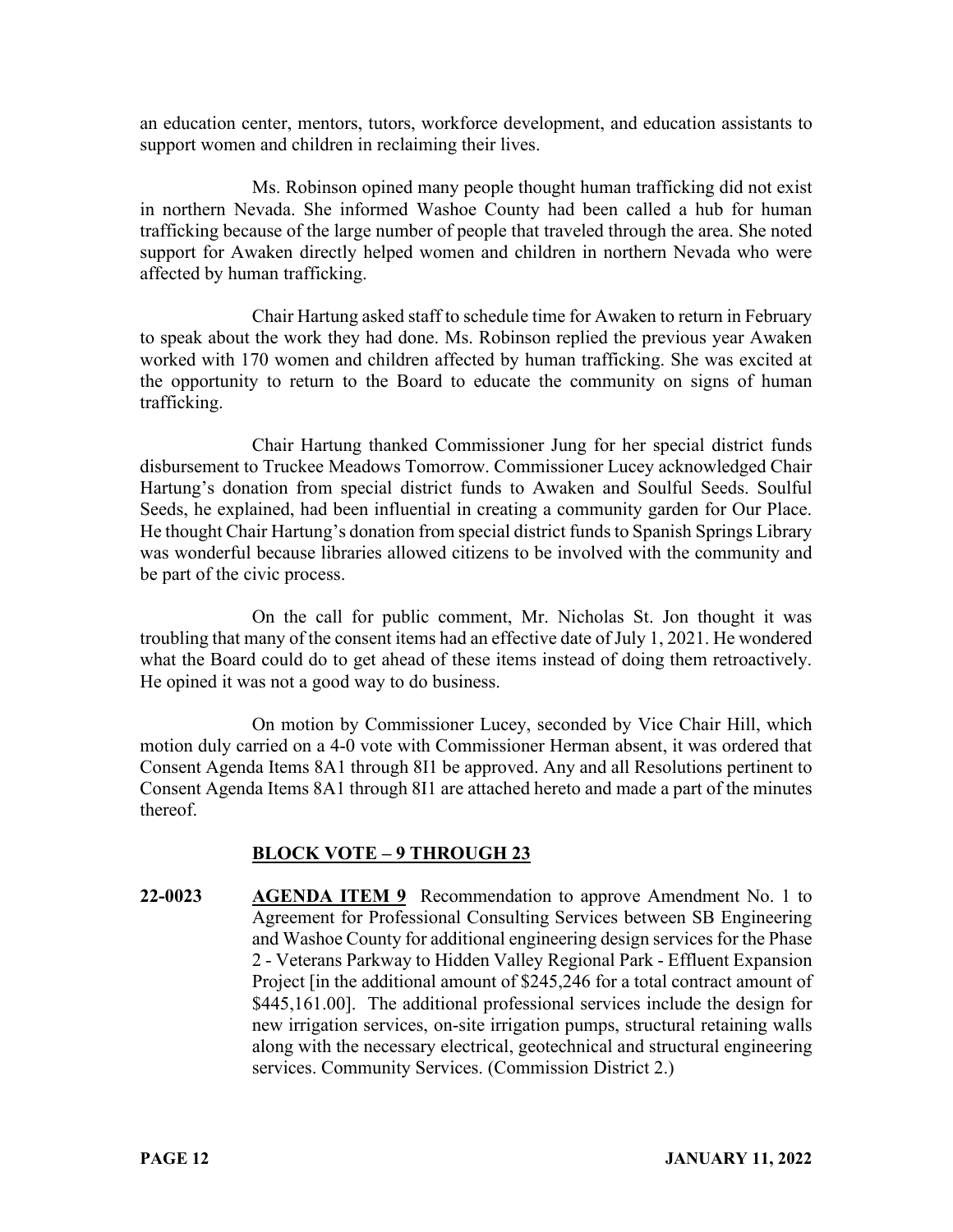an education center, mentors, tutors, workforce development, and education assistants to support women and children in reclaiming their lives.

Ms. Robinson opined many people thought human trafficking did not exist in northern Nevada. She informed Washoe County had been called a hub for human trafficking because of the large number of people that traveled through the area. She noted support for Awaken directly helped women and children in northern Nevada who were affected by human trafficking.

Chair Hartung asked staff to schedule time for Awaken to return in February to speak about the work they had done. Ms. Robinson replied the previous year Awaken worked with 170 women and children affected by human trafficking. She was excited at the opportunity to return to the Board to educate the community on signs of human trafficking.

Chair Hartung thanked Commissioner Jung for her special district funds disbursement to Truckee Meadows Tomorrow. Commissioner Lucey acknowledged Chair Hartung's donation from special district funds to Awaken and Soulful Seeds. Soulful Seeds, he explained, had been influential in creating a community garden for Our Place. He thought Chair Hartung's donation from special district funds to Spanish Springs Library was wonderful because libraries allowed citizens to be involved with the community and be part of the civic process.

On the call for public comment, Mr. Nicholas St. Jon thought it was troubling that many of the consent items had an effective date of July 1, 2021. He wondered what the Board could do to get ahead of these items instead of doing them retroactively. He opined it was not a good way to do business.

On motion by Commissioner Lucey, seconded by Vice Chair Hill, which motion duly carried on a 4-0 vote with Commissioner Herman absent, it was ordered that Consent Agenda Items 8A1 through 8I1 be approved. Any and all Resolutions pertinent to Consent Agenda Items 8A1 through 8I1 are attached hereto and made a part of the minutes thereof.

**BLOCK VOTE – 9 THROUGH 23**

**22-0023** **AGENDA ITEM 9** Recommendation to approve Amendment No. 1 to Agreement for Professional Consulting Services between SB Engineering and Washoe County for additional engineering design services for the Phase 2 - Veterans Parkway to Hidden Valley Regional Park - Effluent Expansion Project [in the additional amount of $245,246 for a total contract amount of $445,161.00]. The additional professional services include the design for new irrigation services, on-site irrigation pumps, structural retaining walls along with the necessary electrical, geotechnical and structural engineering services. Community Services. (Commission District 2.)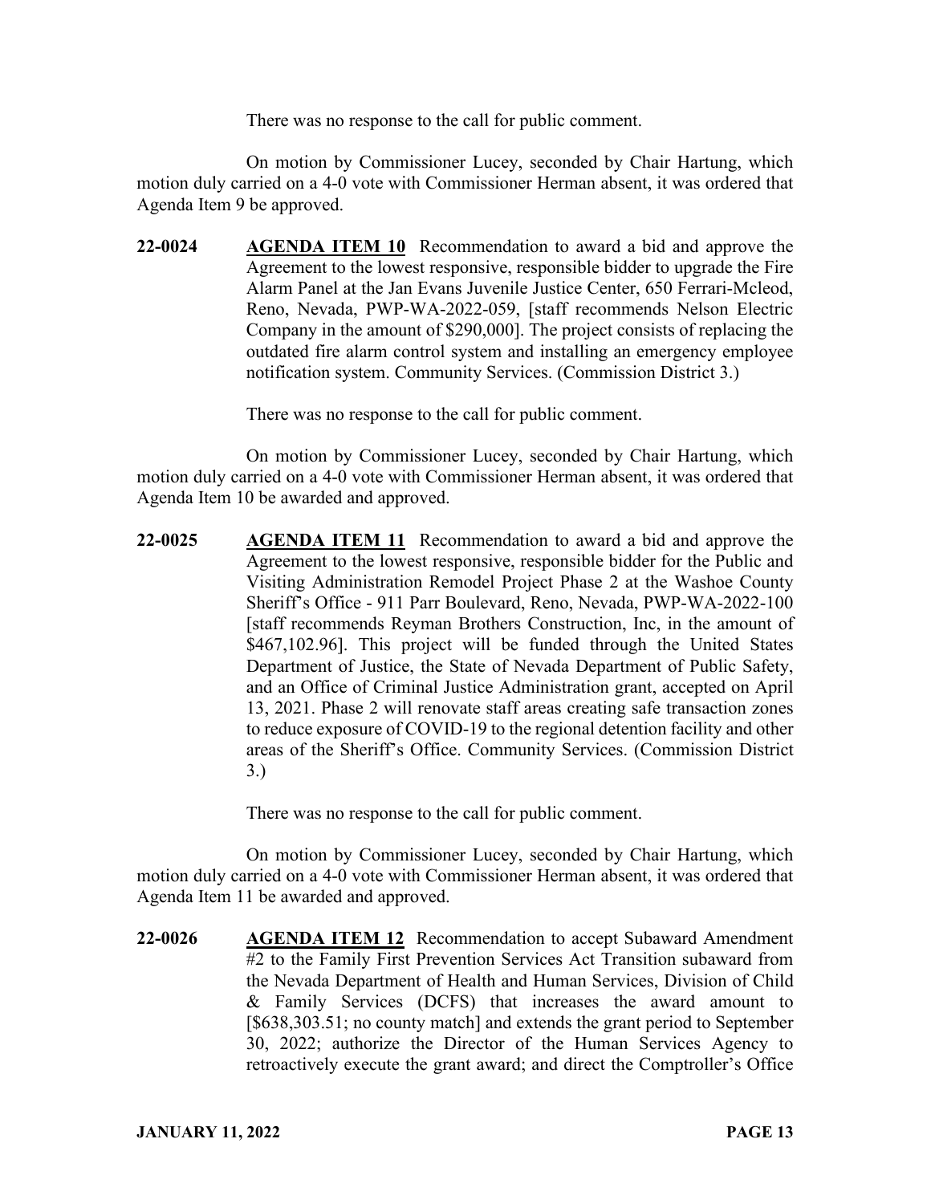There was no response to the call for public comment.

On motion by Commissioner Lucey, seconded by Chair Hartung, which motion duly carried on a 4-0 vote with Commissioner Herman absent, it was ordered that Agenda Item 9 be approved.

**22-0024** **AGENDA ITEM 10** Recommendation to award a bid and approve the Agreement to the lowest responsive, responsible bidder to upgrade the Fire Alarm Panel at the Jan Evans Juvenile Justice Center, 650 Ferrari-Mcleod, Reno, Nevada, PWP-WA-2022-059, [staff recommends Nelson Electric Company in the amount of $290,000]. The project consists of replacing the outdated fire alarm control system and installing an emergency employee notification system. Community Services. (Commission District 3.)

There was no response to the call for public comment.

On motion by Commissioner Lucey, seconded by Chair Hartung, which motion duly carried on a 4-0 vote with Commissioner Herman absent, it was ordered that Agenda Item 10 be awarded and approved.

**22-0025** **AGENDA ITEM 11** Recommendation to award a bid and approve the Agreement to the lowest responsive, responsible bidder for the Public and Visiting Administration Remodel Project Phase 2 at the Washoe County Sheriff's Office - 911 Parr Boulevard, Reno, Nevada, PWP-WA-2022-100 [staff recommends Reyman Brothers Construction, Inc, in the amount of $467,102.96]. This project will be funded through the United States Department of Justice, the State of Nevada Department of Public Safety, and an Office of Criminal Justice Administration grant, accepted on April 13, 2021. Phase 2 will renovate staff areas creating safe transaction zones to reduce exposure of COVID-19 to the regional detention facility and other areas of the Sheriff's Office. Community Services. (Commission District 3.)

There was no response to the call for public comment.

On motion by Commissioner Lucey, seconded by Chair Hartung, which motion duly carried on a 4-0 vote with Commissioner Herman absent, it was ordered that Agenda Item 11 be awarded and approved.

**22-0026** **AGENDA ITEM 12** Recommendation to accept Subaward Amendment #2 to the Family First Prevention Services Act Transition subaward from the Nevada Department of Health and Human Services, Division of Child & Family Services (DCFS) that increases the award amount to [$638,303.51; no county match] and extends the grant period to September 30, 2022; authorize the Director of the Human Services Agency to retroactively execute the grant award; and direct the Comptroller's Office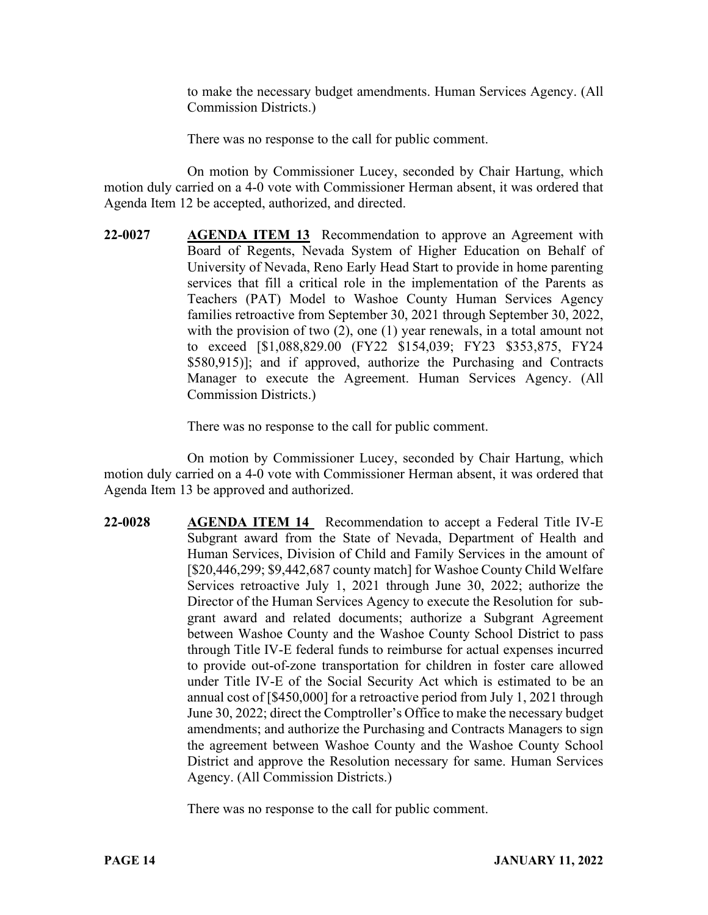to make the necessary budget amendments. Human Services Agency. (All Commission Districts.)

There was no response to the call for public comment.

On motion by Commissioner Lucey, seconded by Chair Hartung, which motion duly carried on a 4-0 vote with Commissioner Herman absent, it was ordered that Agenda Item 12 be accepted, authorized, and directed.

**22-0027** **AGENDA ITEM 13** Recommendation to approve an Agreement with Board of Regents, Nevada System of Higher Education on Behalf of University of Nevada, Reno Early Head Start to provide in home parenting services that fill a critical role in the implementation of the Parents as Teachers (PAT) Model to Washoe County Human Services Agency families retroactive from September 30, 2021 through September 30, 2022, with the provision of two (2), one (1) year renewals, in a total amount not to exceed [$1,088,829.00 (FY22 $154,039; FY23 $353,875, FY24 $580,915)]; and if approved, authorize the Purchasing and Contracts Manager to execute the Agreement. Human Services Agency. (All Commission Districts.)

There was no response to the call for public comment.

On motion by Commissioner Lucey, seconded by Chair Hartung, which motion duly carried on a 4-0 vote with Commissioner Herman absent, it was ordered that Agenda Item 13 be approved and authorized.

**22-0028** **AGENDA ITEM 14** Recommendation to accept a Federal Title IV-E Subgrant award from the State of Nevada, Department of Health and Human Services, Division of Child and Family Services in the amount of [$20,446,299; $9,442,687 county match] for Washoe County Child Welfare Services retroactive July 1, 2021 through June 30, 2022; authorize the Director of the Human Services Agency to execute the Resolution for sub-grant award and related documents; authorize a Subgrant Agreement between Washoe County and the Washoe County School District to pass through Title IV-E federal funds to reimburse for actual expenses incurred to provide out-of-zone transportation for children in foster care allowed under Title IV-E of the Social Security Act which is estimated to be an annual cost of [$450,000] for a retroactive period from July 1, 2021 through June 30, 2022; direct the Comptroller's Office to make the necessary budget amendments; and authorize the Purchasing and Contracts Managers to sign the agreement between Washoe County and the Washoe County School District and approve the Resolution necessary for same. Human Services Agency. (All Commission Districts.)

There was no response to the call for public comment.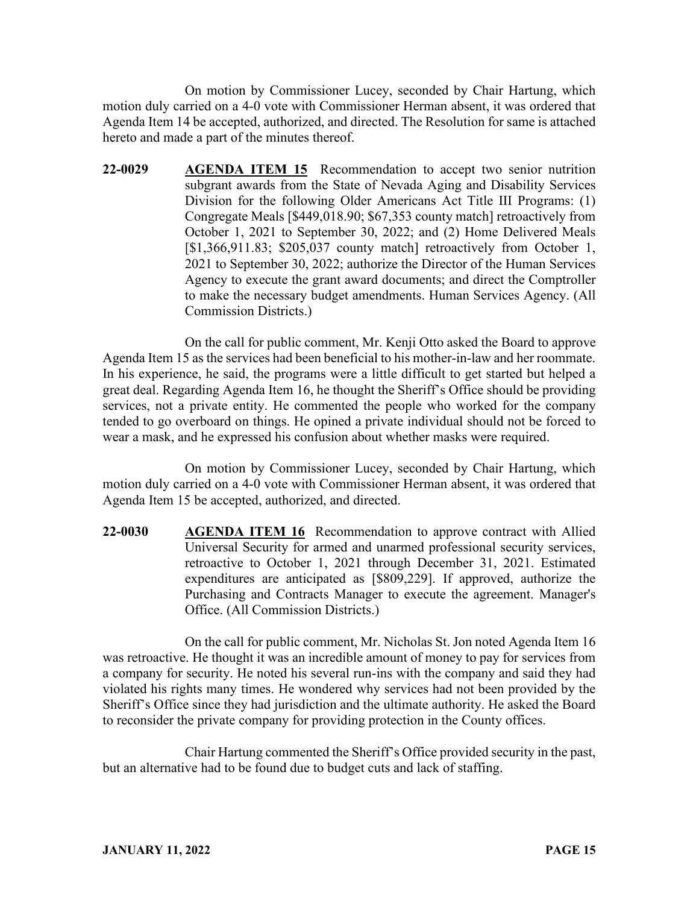On motion by Commissioner Lucey, seconded by Chair Hartung, which motion duly carried on a 4-0 vote with Commissioner Herman absent, it was ordered that Agenda Item 14 be accepted, authorized, and directed. The Resolution for same is attached hereto and made a part of the minutes thereof.

**22-0029** **AGENDA ITEM 15** Recommendation to accept two senior nutrition subgrant awards from the State of Nevada Aging and Disability Services Division for the following Older Americans Act Title III Programs: (1) Congregate Meals [$449,018.90; $67,353 county match] retroactively from October 1, 2021 to September 30, 2022; and (2) Home Delivered Meals [$1,366,911.83; $205,037 county match] retroactively from October 1, 2021 to September 30, 2022; authorize the Director of the Human Services Agency to execute the grant award documents; and direct the Comptroller to make the necessary budget amendments. Human Services Agency. (All Commission Districts.)

On the call for public comment, Mr. Kenji Otto asked the Board to approve Agenda Item 15 as the services had been beneficial to his mother-in-law and her roommate. In his experience, he said, the programs were a little difficult to get started but helped a great deal. Regarding Agenda Item 16, he thought the Sheriff's Office should be providing services, not a private entity. He commented the people who worked for the company tended to go overboard on things. He opined a private individual should not be forced to wear a mask, and he expressed his confusion about whether masks were required.

On motion by Commissioner Lucey, seconded by Chair Hartung, which motion duly carried on a 4-0 vote with Commissioner Herman absent, it was ordered that Agenda Item 15 be accepted, authorized, and directed.

**22-0030** **AGENDA ITEM 16** Recommendation to approve contract with Allied Universal Security for armed and unarmed professional security services, retroactive to October 1, 2021 through December 31, 2021. Estimated expenditures are anticipated as [$809,229]. If approved, authorize the Purchasing and Contracts Manager to execute the agreement. Manager's Office. (All Commission Districts.)

On the call for public comment, Mr. Nicholas St. Jon noted Agenda Item 16 was retroactive. He thought it was an incredible amount of money to pay for services from a company for security. He noted his several run-ins with the company and said they had violated his rights many times. He wondered why services had not been provided by the Sheriff's Office since they had jurisdiction and the ultimate authority. He asked the Board to reconsider the private company for providing protection in the County offices.

Chair Hartung commented the Sheriff's Office provided security in the past, but an alternative had to be found due to budget cuts and lack of staffing.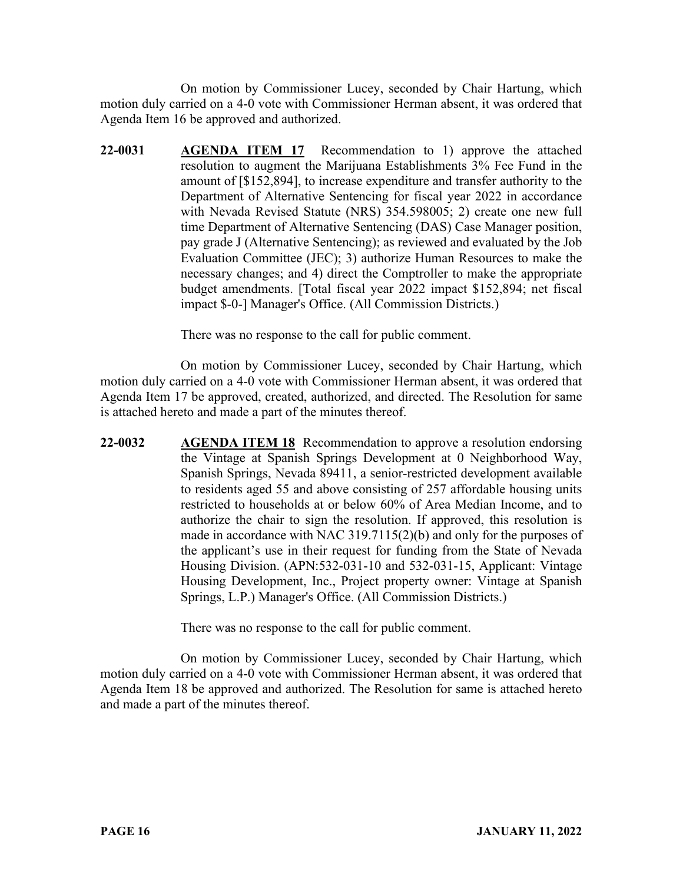On motion by Commissioner Lucey, seconded by Chair Hartung, which motion duly carried on a 4-0 vote with Commissioner Herman absent, it was ordered that Agenda Item 16 be approved and authorized.

**22-0031** **AGENDA ITEM 17** Recommendation to 1) approve the attached resolution to augment the Marijuana Establishments 3% Fee Fund in the amount of [$152,894], to increase expenditure and transfer authority to the Department of Alternative Sentencing for fiscal year 2022 in accordance with Nevada Revised Statute (NRS) 354.598005; 2) create one new full time Department of Alternative Sentencing (DAS) Case Manager position, pay grade J (Alternative Sentencing); as reviewed and evaluated by the Job Evaluation Committee (JEC); 3) authorize Human Resources to make the necessary changes; and 4) direct the Comptroller to make the appropriate budget amendments. [Total fiscal year 2022 impact $152,894; net fiscal impact $-0-] Manager's Office. (All Commission Districts.)

There was no response to the call for public comment.

On motion by Commissioner Lucey, seconded by Chair Hartung, which motion duly carried on a 4-0 vote with Commissioner Herman absent, it was ordered that Agenda Item 17 be approved, created, authorized, and directed. The Resolution for same is attached hereto and made a part of the minutes thereof.

**22-0032** **AGENDA ITEM 18** Recommendation to approve a resolution endorsing the Vintage at Spanish Springs Development at 0 Neighborhood Way, Spanish Springs, Nevada 89411, a senior-restricted development available to residents aged 55 and above consisting of 257 affordable housing units restricted to households at or below 60% of Area Median Income, and to authorize the chair to sign the resolution. If approved, this resolution is made in accordance with NAC 319.7115(2)(b) and only for the purposes of the applicant's use in their request for funding from the State of Nevada Housing Division. (APN:532-031-10 and 532-031-15, Applicant: Vintage Housing Development, Inc., Project property owner: Vintage at Spanish Springs, L.P.) Manager's Office. (All Commission Districts.)

There was no response to the call for public comment.

On motion by Commissioner Lucey, seconded by Chair Hartung, which motion duly carried on a 4-0 vote with Commissioner Herman absent, it was ordered that Agenda Item 18 be approved and authorized. The Resolution for same is attached hereto and made a part of the minutes thereof.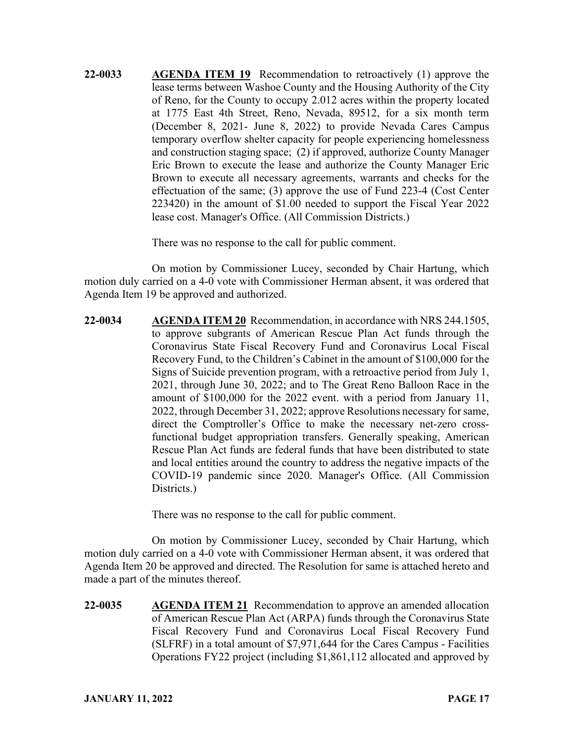**22-0033** **AGENDA ITEM 19** Recommendation to retroactively (1) approve the lease terms between Washoe County and the Housing Authority of the City of Reno, for the County to occupy 2.012 acres within the property located at 1775 East 4th Street, Reno, Nevada, 89512, for a six month term (December 8, 2021- June 8, 2022) to provide Nevada Cares Campus temporary overflow shelter capacity for people experiencing homelessness and construction staging space; (2) if approved, authorize County Manager Eric Brown to execute the lease and authorize the County Manager Eric Brown to execute all necessary agreements, warrants and checks for the effectuation of the same; (3) approve the use of Fund 223-4 (Cost Center 223420) in the amount of $1.00 needed to support the Fiscal Year 2022 lease cost. Manager's Office. (All Commission Districts.)

There was no response to the call for public comment.

On motion by Commissioner Lucey, seconded by Chair Hartung, which motion duly carried on a 4-0 vote with Commissioner Herman absent, it was ordered that Agenda Item 19 be approved and authorized.

**22-0034** **AGENDA ITEM 20** Recommendation, in accordance with NRS 244.1505, to approve subgrants of American Rescue Plan Act funds through the Coronavirus State Fiscal Recovery Fund and Coronavirus Local Fiscal Recovery Fund, to the Children's Cabinet in the amount of $100,000 for the Signs of Suicide prevention program, with a retroactive period from July 1, 2021, through June 30, 2022; and to The Great Reno Balloon Race in the amount of $100,000 for the 2022 event. with a period from January 11, 2022, through December 31, 2022; approve Resolutions necessary for same, direct the Comptroller's Office to make the necessary net-zero cross-functional budget appropriation transfers. Generally speaking, American Rescue Plan Act funds are federal funds that have been distributed to state and local entities around the country to address the negative impacts of the COVID-19 pandemic since 2020. Manager's Office. (All Commission Districts.)

There was no response to the call for public comment.

On motion by Commissioner Lucey, seconded by Chair Hartung, which motion duly carried on a 4-0 vote with Commissioner Herman absent, it was ordered that Agenda Item 20 be approved and directed. The Resolution for same is attached hereto and made a part of the minutes thereof.

**22-0035** **AGENDA ITEM 21** Recommendation to approve an amended allocation of American Rescue Plan Act (ARPA) funds through the Coronavirus State Fiscal Recovery Fund and Coronavirus Local Fiscal Recovery Fund (SLFRF) in a total amount of $7,971,644 for the Cares Campus - Facilities Operations FY22 project (including $1,861,112 allocated and approved by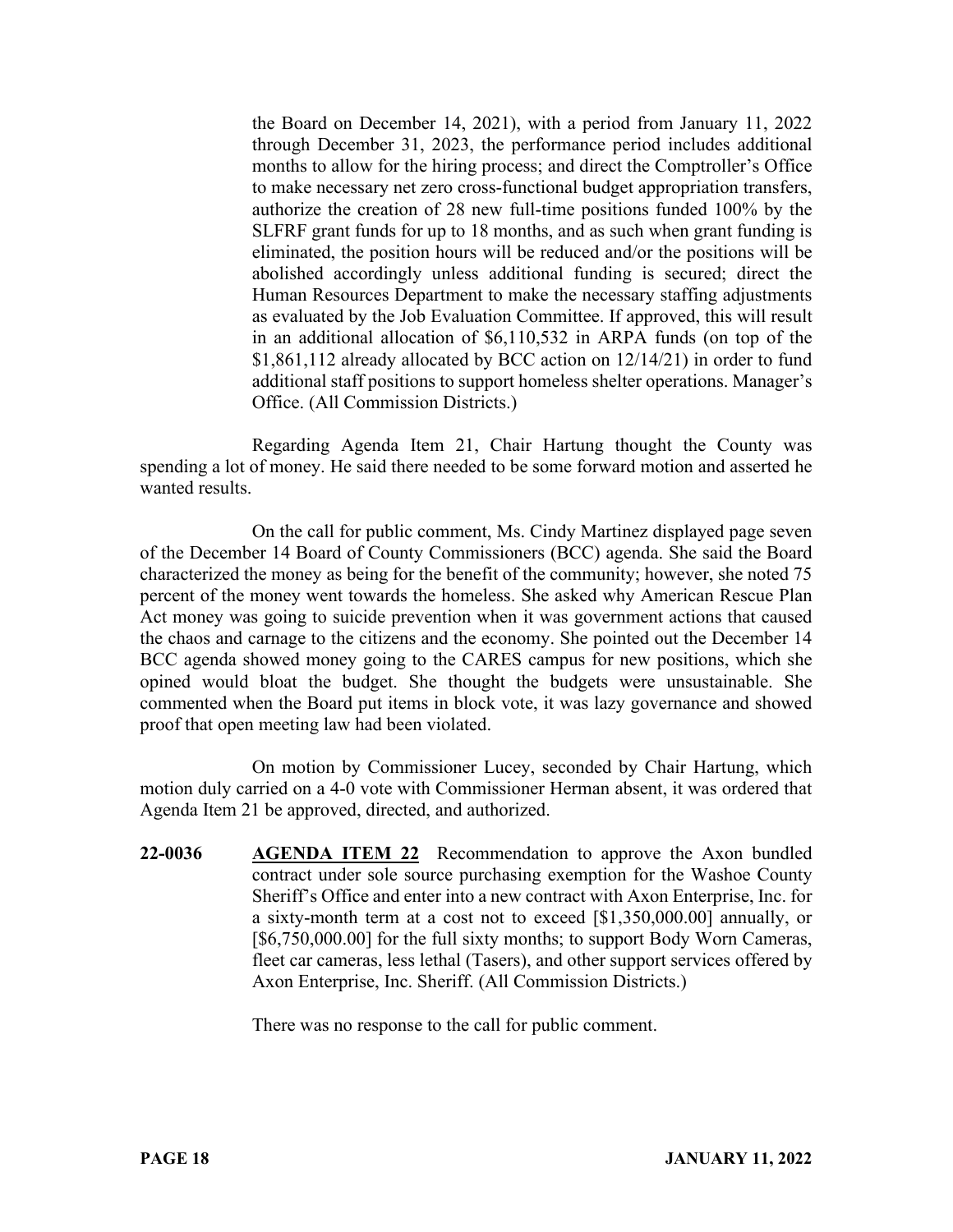the Board on December 14, 2021), with a period from January 11, 2022 through December 31, 2023, the performance period includes additional months to allow for the hiring process; and direct the Comptroller's Office to make necessary net zero cross-functional budget appropriation transfers, authorize the creation of 28 new full-time positions funded 100% by the SLFRF grant funds for up to 18 months, and as such when grant funding is eliminated, the position hours will be reduced and/or the positions will be abolished accordingly unless additional funding is secured; direct the Human Resources Department to make the necessary staffing adjustments as evaluated by the Job Evaluation Committee. If approved, this will result in an additional allocation of $6,110,532 in ARPA funds (on top of the $1,861,112 already allocated by BCC action on 12/14/21) in order to fund additional staff positions to support homeless shelter operations. Manager's Office. (All Commission Districts.)

Regarding Agenda Item 21, Chair Hartung thought the County was spending a lot of money. He said there needed to be some forward motion and asserted he wanted results.

On the call for public comment, Ms. Cindy Martinez displayed page seven of the December 14 Board of County Commissioners (BCC) agenda. She said the Board characterized the money as being for the benefit of the community; however, she noted 75 percent of the money went towards the homeless. She asked why American Rescue Plan Act money was going to suicide prevention when it was government actions that caused the chaos and carnage to the citizens and the economy. She pointed out the December 14 BCC agenda showed money going to the CARES campus for new positions, which she opined would bloat the budget. She thought the budgets were unsustainable. She commented when the Board put items in block vote, it was lazy governance and showed proof that open meeting law had been violated.

On motion by Commissioner Lucey, seconded by Chair Hartung, which motion duly carried on a 4-0 vote with Commissioner Herman absent, it was ordered that Agenda Item 21 be approved, directed, and authorized.

**22-0036** **AGENDA ITEM 22** Recommendation to approve the Axon bundled contract under sole source purchasing exemption for the Washoe County Sheriff's Office and enter into a new contract with Axon Enterprise, Inc. for a sixty-month term at a cost not to exceed [$1,350,000.00] annually, or [$6,750,000.00] for the full sixty months; to support Body Worn Cameras, fleet car cameras, less lethal (Tasers), and other support services offered by Axon Enterprise, Inc. Sheriff. (All Commission Districts.)

There was no response to the call for public comment.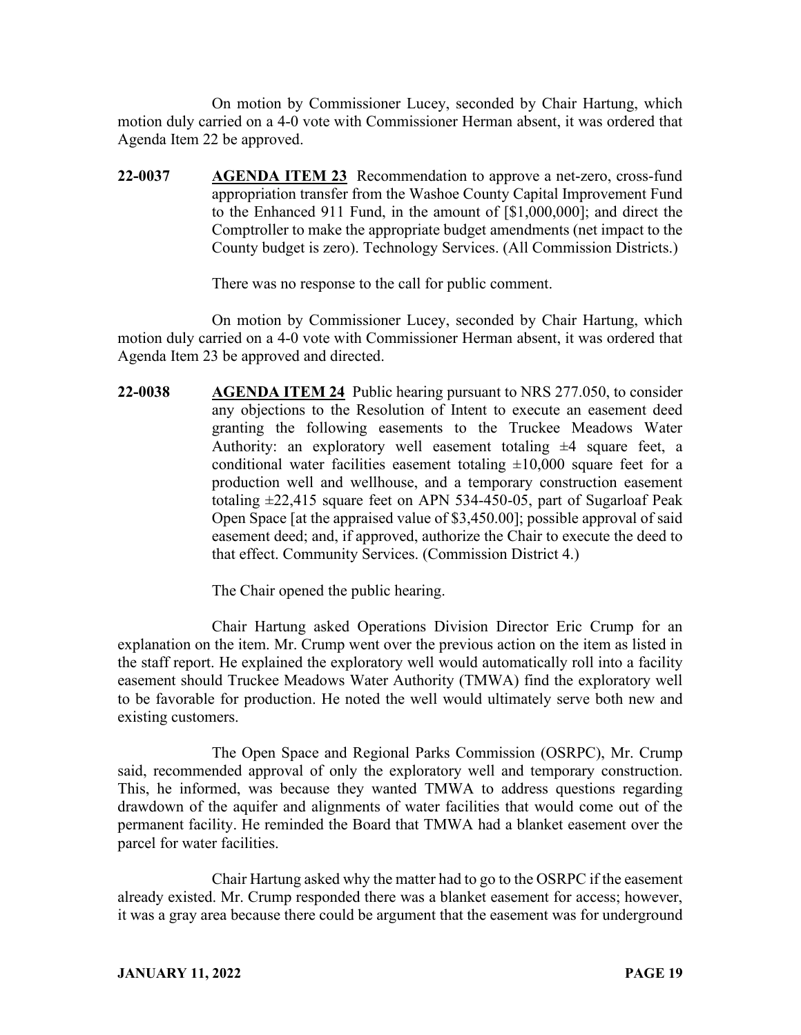On motion by Commissioner Lucey, seconded by Chair Hartung, which motion duly carried on a 4-0 vote with Commissioner Herman absent, it was ordered that Agenda Item 22 be approved.

**22-0037** **AGENDA ITEM 23** Recommendation to approve a net-zero, cross-fund appropriation transfer from the Washoe County Capital Improvement Fund to the Enhanced 911 Fund, in the amount of [$1,000,000]; and direct the Comptroller to make the appropriate budget amendments (net impact to the County budget is zero). Technology Services. (All Commission Districts.)

There was no response to the call for public comment.

On motion by Commissioner Lucey, seconded by Chair Hartung, which motion duly carried on a 4-0 vote with Commissioner Herman absent, it was ordered that Agenda Item 23 be approved and directed.

**22-0038** **AGENDA ITEM 24** Public hearing pursuant to NRS 277.050, to consider any objections to the Resolution of Intent to execute an easement deed granting the following easements to the Truckee Meadows Water Authority: an exploratory well easement totaling ±4 square feet, a conditional water facilities easement totaling ±10,000 square feet for a production well and wellhouse, and a temporary construction easement totaling ±22,415 square feet on APN 534-450-05, part of Sugarloaf Peak Open Space [at the appraised value of $3,450.00]; possible approval of said easement deed; and, if approved, authorize the Chair to execute the deed to that effect. Community Services. (Commission District 4.)

The Chair opened the public hearing.

Chair Hartung asked Operations Division Director Eric Crump for an explanation on the item. Mr. Crump went over the previous action on the item as listed in the staff report. He explained the exploratory well would automatically roll into a facility easement should Truckee Meadows Water Authority (TMWA) find the exploratory well to be favorable for production. He noted the well would ultimately serve both new and existing customers.

The Open Space and Regional Parks Commission (OSRPC), Mr. Crump said, recommended approval of only the exploratory well and temporary construction. This, he informed, was because they wanted TMWA to address questions regarding drawdown of the aquifer and alignments of water facilities that would come out of the permanent facility. He reminded the Board that TMWA had a blanket easement over the parcel for water facilities.

Chair Hartung asked why the matter had to go to the OSRPC if the easement already existed. Mr. Crump responded there was a blanket easement for access; however, it was a gray area because there could be argument that the easement was for underground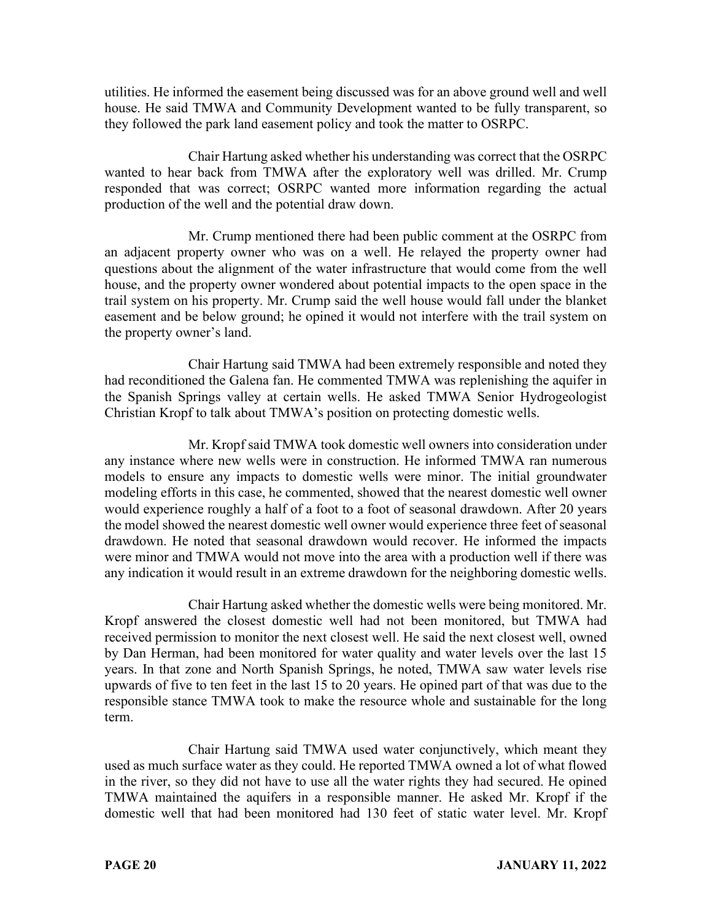utilities. He informed the easement being discussed was for an above ground well and well house. He said TMWA and Community Development wanted to be fully transparent, so they followed the park land easement policy and took the matter to OSRPC.

Chair Hartung asked whether his understanding was correct that the OSRPC wanted to hear back from TMWA after the exploratory well was drilled. Mr. Crump responded that was correct; OSRPC wanted more information regarding the actual production of the well and the potential draw down.

Mr. Crump mentioned there had been public comment at the OSRPC from an adjacent property owner who was on a well. He relayed the property owner had questions about the alignment of the water infrastructure that would come from the well house, and the property owner wondered about potential impacts to the open space in the trail system on his property. Mr. Crump said the well house would fall under the blanket easement and be below ground; he opined it would not interfere with the trail system on the property owner's land.

Chair Hartung said TMWA had been extremely responsible and noted they had reconditioned the Galena fan. He commented TMWA was replenishing the aquifer in the Spanish Springs valley at certain wells. He asked TMWA Senior Hydrogeologist Christian Kropf to talk about TMWA's position on protecting domestic wells.

Mr. Kropf said TMWA took domestic well owners into consideration under any instance where new wells were in construction. He informed TMWA ran numerous models to ensure any impacts to domestic wells were minor. The initial groundwater modeling efforts in this case, he commented, showed that the nearest domestic well owner would experience roughly a half of a foot to a foot of seasonal drawdown. After 20 years the model showed the nearest domestic well owner would experience three feet of seasonal drawdown. He noted that seasonal drawdown would recover. He informed the impacts were minor and TMWA would not move into the area with a production well if there was any indication it would result in an extreme drawdown for the neighboring domestic wells.

Chair Hartung asked whether the domestic wells were being monitored. Mr. Kropf answered the closest domestic well had not been monitored, but TMWA had received permission to monitor the next closest well. He said the next closest well, owned by Dan Herman, had been monitored for water quality and water levels over the last 15 years. In that zone and North Spanish Springs, he noted, TMWA saw water levels rise upwards of five to ten feet in the last 15 to 20 years. He opined part of that was due to the responsible stance TMWA took to make the resource whole and sustainable for the long term.

Chair Hartung said TMWA used water conjunctively, which meant they used as much surface water as they could. He reported TMWA owned a lot of what flowed in the river, so they did not have to use all the water rights they had secured. He opined TMWA maintained the aquifers in a responsible manner. He asked Mr. Kropf if the domestic well that had been monitored had 130 feet of static water level. Mr. Kropf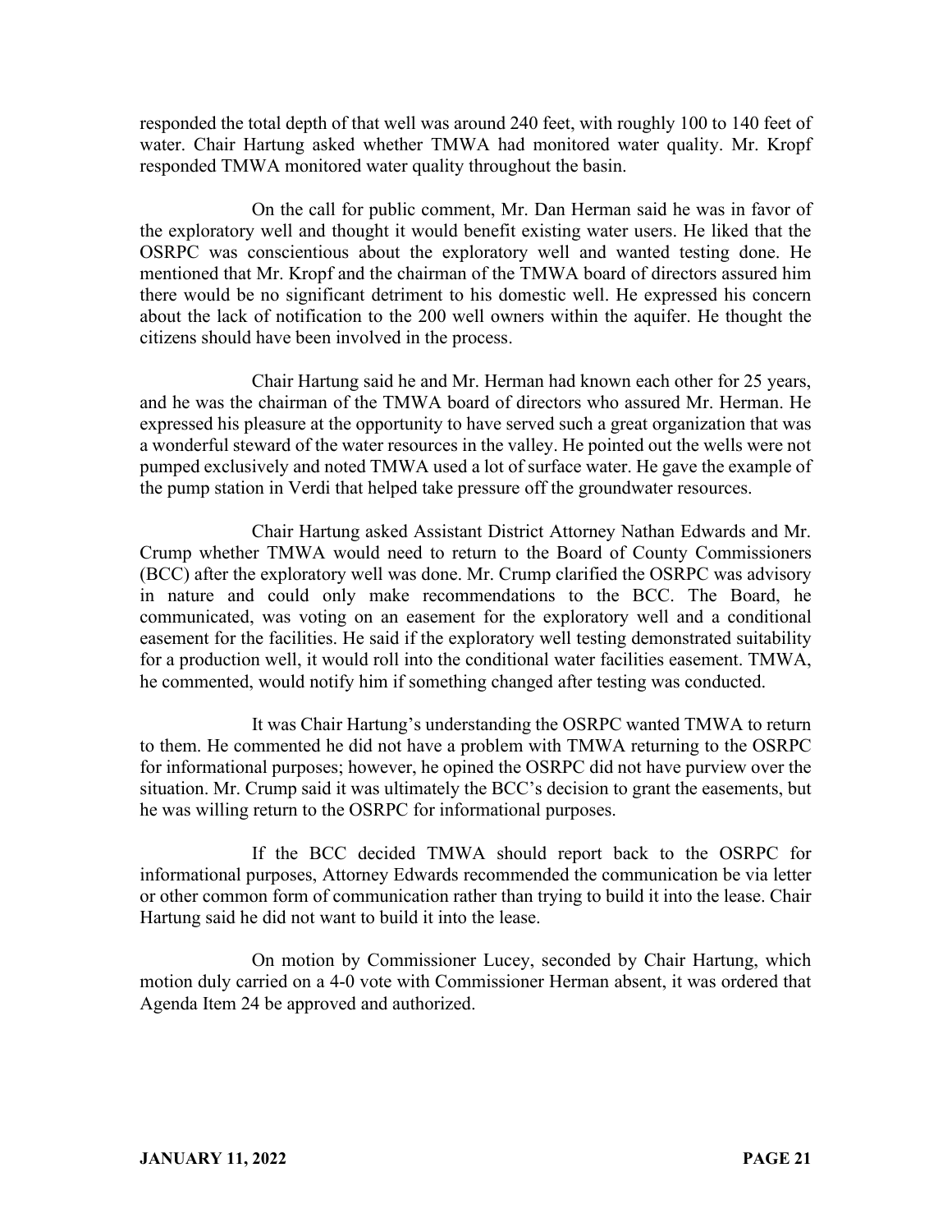responded the total depth of that well was around 240 feet, with roughly 100 to 140 feet of water. Chair Hartung asked whether TMWA had monitored water quality. Mr. Kropf responded TMWA monitored water quality throughout the basin.

On the call for public comment, Mr. Dan Herman said he was in favor of the exploratory well and thought it would benefit existing water users. He liked that the OSRPC was conscientious about the exploratory well and wanted testing done. He mentioned that Mr. Kropf and the chairman of the TMWA board of directors assured him there would be no significant detriment to his domestic well. He expressed his concern about the lack of notification to the 200 well owners within the aquifer. He thought the citizens should have been involved in the process.

Chair Hartung said he and Mr. Herman had known each other for 25 years, and he was the chairman of the TMWA board of directors who assured Mr. Herman. He expressed his pleasure at the opportunity to have served such a great organization that was a wonderful steward of the water resources in the valley. He pointed out the wells were not pumped exclusively and noted TMWA used a lot of surface water. He gave the example of the pump station in Verdi that helped take pressure off the groundwater resources.

Chair Hartung asked Assistant District Attorney Nathan Edwards and Mr. Crump whether TMWA would need to return to the Board of County Commissioners (BCC) after the exploratory well was done. Mr. Crump clarified the OSRPC was advisory in nature and could only make recommendations to the BCC. The Board, he communicated, was voting on an easement for the exploratory well and a conditional easement for the facilities. He said if the exploratory well testing demonstrated suitability for a production well, it would roll into the conditional water facilities easement. TMWA, he commented, would notify him if something changed after testing was conducted.

It was Chair Hartung's understanding the OSRPC wanted TMWA to return to them. He commented he did not have a problem with TMWA returning to the OSRPC for informational purposes; however, he opined the OSRPC did not have purview over the situation. Mr. Crump said it was ultimately the BCC's decision to grant the easements, but he was willing return to the OSRPC for informational purposes.

If the BCC decided TMWA should report back to the OSRPC for informational purposes, Attorney Edwards recommended the communication be via letter or other common form of communication rather than trying to build it into the lease. Chair Hartung said he did not want to build it into the lease.

On motion by Commissioner Lucey, seconded by Chair Hartung, which motion duly carried on a 4-0 vote with Commissioner Herman absent, it was ordered that Agenda Item 24 be approved and authorized.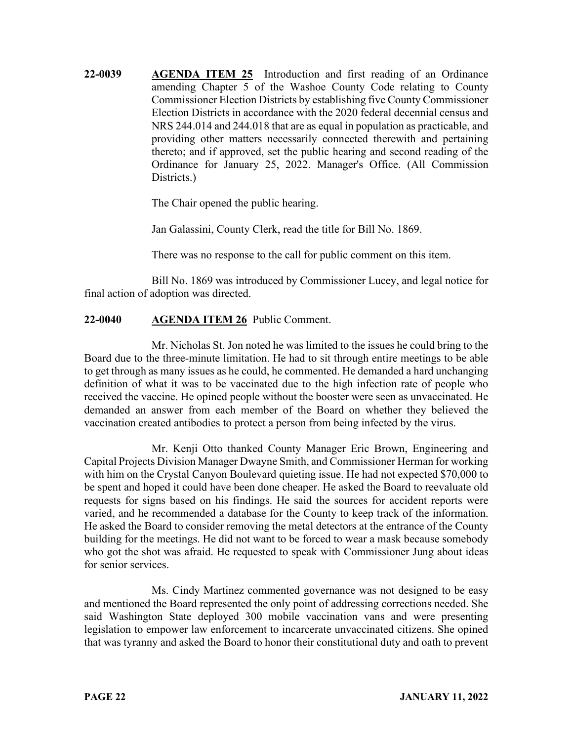**22-0039** **AGENDA ITEM 25** Introduction and first reading of an Ordinance amending Chapter 5 of the Washoe County Code relating to County Commissioner Election Districts by establishing five County Commissioner Election Districts in accordance with the 2020 federal decennial census and NRS 244.014 and 244.018 that are as equal in population as practicable, and providing other matters necessarily connected therewith and pertaining thereto; and if approved, set the public hearing and second reading of the Ordinance for January 25, 2022. Manager's Office. (All Commission Districts.)

The Chair opened the public hearing.

Jan Galassini, County Clerk, read the title for Bill No. 1869.

There was no response to the call for public comment on this item.

Bill No. 1869 was introduced by Commissioner Lucey, and legal notice for final action of adoption was directed.

**22-0040** **AGENDA ITEM 26** Public Comment.

Mr. Nicholas St. Jon noted he was limited to the issues he could bring to the Board due to the three-minute limitation. He had to sit through entire meetings to be able to get through as many issues as he could, he commented. He demanded a hard unchanging definition of what it was to be vaccinated due to the high infection rate of people who received the vaccine. He opined people without the booster were seen as unvaccinated. He demanded an answer from each member of the Board on whether they believed the vaccination created antibodies to protect a person from being infected by the virus.

Mr. Kenji Otto thanked County Manager Eric Brown, Engineering and Capital Projects Division Manager Dwayne Smith, and Commissioner Herman for working with him on the Crystal Canyon Boulevard quieting issue. He had not expected $70,000 to be spent and hoped it could have been done cheaper. He asked the Board to reevaluate old requests for signs based on his findings. He said the sources for accident reports were varied, and he recommended a database for the County to keep track of the information. He asked the Board to consider removing the metal detectors at the entrance of the County building for the meetings. He did not want to be forced to wear a mask because somebody who got the shot was afraid. He requested to speak with Commissioner Jung about ideas for senior services.

Ms. Cindy Martinez commented governance was not designed to be easy and mentioned the Board represented the only point of addressing corrections needed. She said Washington State deployed 300 mobile vaccination vans and were presenting legislation to empower law enforcement to incarcerate unvaccinated citizens. She opined that was tyranny and asked the Board to honor their constitutional duty and oath to prevent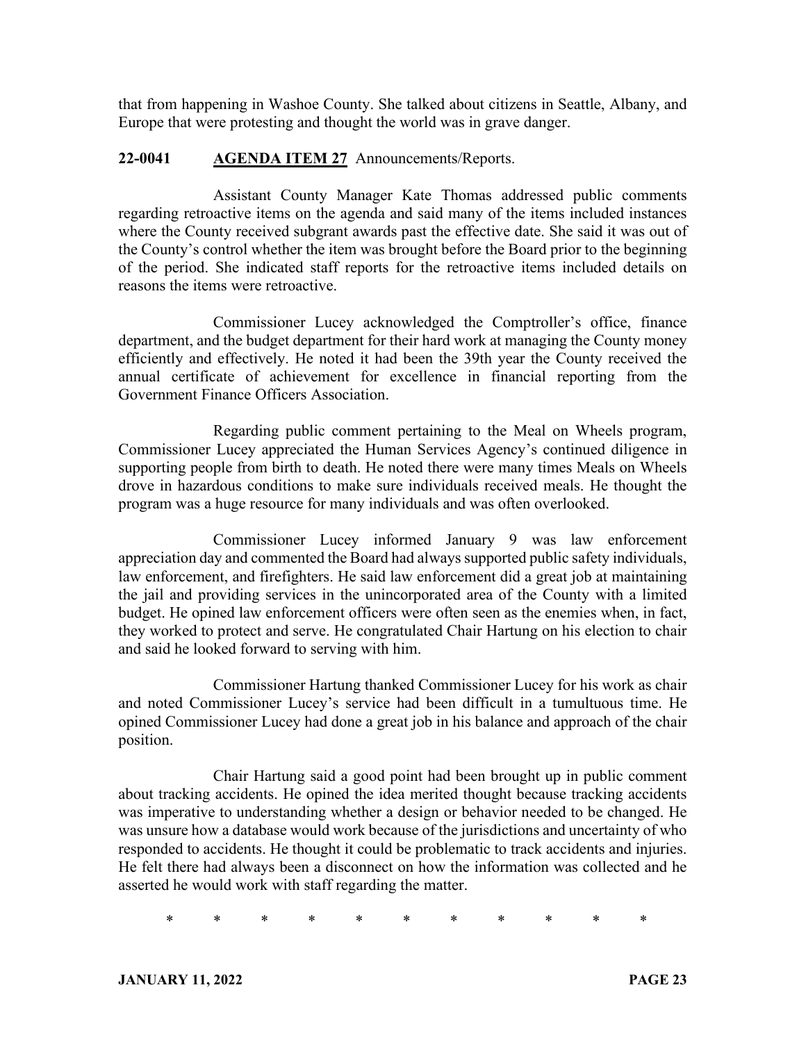that from happening in Washoe County. She talked about citizens in Seattle, Albany, and Europe that were protesting and thought the world was in grave danger.

**22-0041 AGENDA ITEM 27** Announcements/Reports.

Assistant County Manager Kate Thomas addressed public comments regarding retroactive items on the agenda and said many of the items included instances where the County received subgrant awards past the effective date. She said it was out of the County's control whether the item was brought before the Board prior to the beginning of the period. She indicated staff reports for the retroactive items included details on reasons the items were retroactive.

Commissioner Lucey acknowledged the Comptroller's office, finance department, and the budget department for their hard work at managing the County money efficiently and effectively. He noted it had been the 39th year the County received the annual certificate of achievement for excellence in financial reporting from the Government Finance Officers Association.

Regarding public comment pertaining to the Meal on Wheels program, Commissioner Lucey appreciated the Human Services Agency's continued diligence in supporting people from birth to death. He noted there were many times Meals on Wheels drove in hazardous conditions to make sure individuals received meals. He thought the program was a huge resource for many individuals and was often overlooked.

Commissioner Lucey informed January 9 was law enforcement appreciation day and commented the Board had always supported public safety individuals, law enforcement, and firefighters. He said law enforcement did a great job at maintaining the jail and providing services in the unincorporated area of the County with a limited budget. He opined law enforcement officers were often seen as the enemies when, in fact, they worked to protect and serve. He congratulated Chair Hartung on his election to chair and said he looked forward to serving with him.

Commissioner Hartung thanked Commissioner Lucey for his work as chair and noted Commissioner Lucey's service had been difficult in a tumultuous time. He opined Commissioner Lucey had done a great job in his balance and approach of the chair position.

Chair Hartung said a good point had been brought up in public comment about tracking accidents. He opined the idea merited thought because tracking accidents was imperative to understanding whether a design or behavior needed to be changed. He was unsure how a database would work because of the jurisdictions and uncertainty of who responded to accidents. He thought it could be problematic to track accidents and injuries. He felt there had always been a disconnect on how the information was collected and he asserted he would work with staff regarding the matter.

\* \* \* \* \* \* \* \* \* \* \*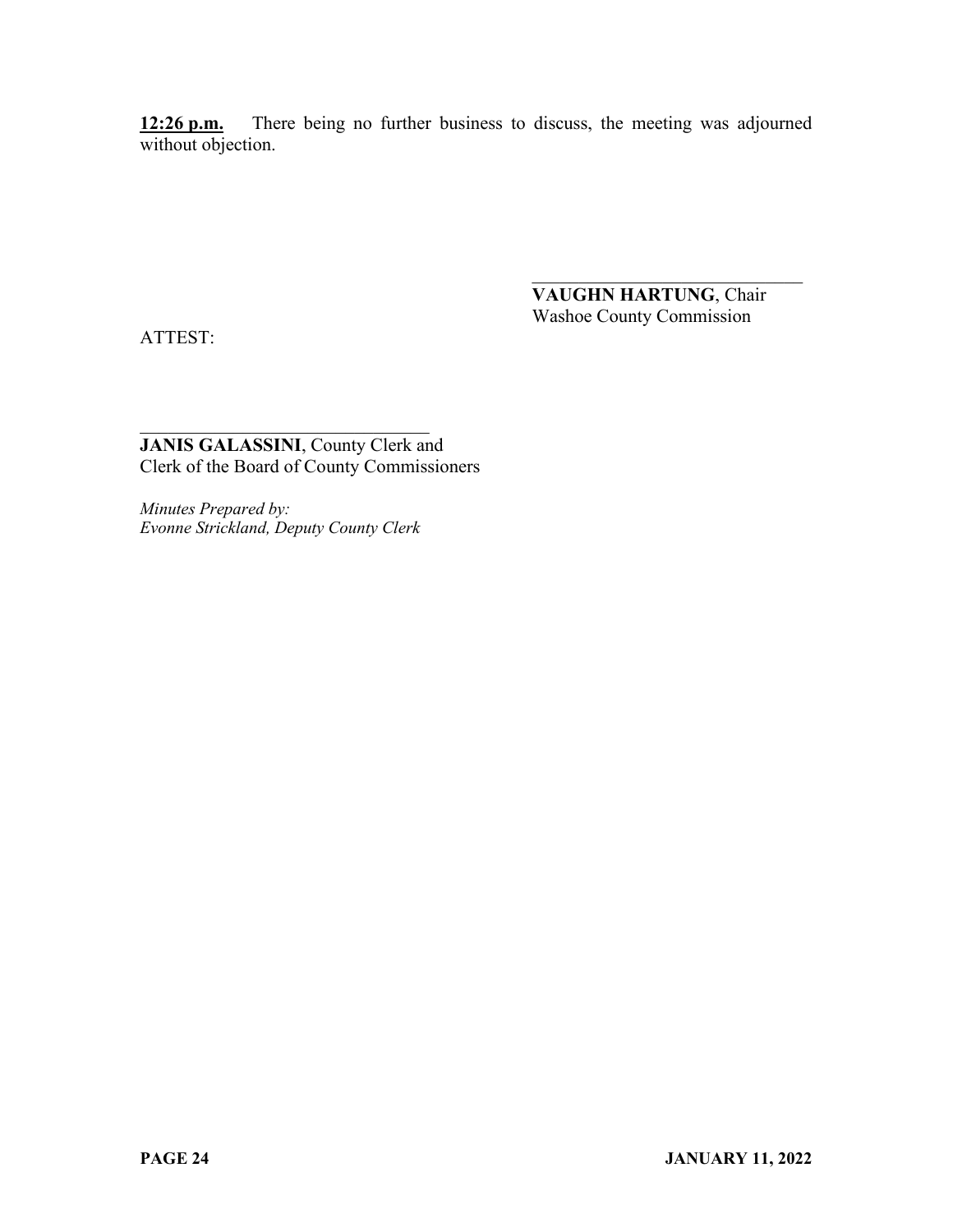**12:26 p.m.** There being no further business to discuss, the meeting was adjourned without objection.

\_\_\_\_\_\_\_\_\_\_\_\_\_\_\_\_\_\_\_\_\_\_\_\_\_\_\_\_
**VAUGHN HARTUNG**, Chair
Washoe County Commission

ATTEST:

\_\_\_\_\_\_\_\_\_\_\_\_\_\_\_\_\_\_\_\_\_\_\_\_\_\_\_\_
**JANIS GALASSINI**, County Clerk and
Clerk of the Board of County Commissioners

*Minutes Prepared by:*
*Evonne Strickland, Deputy County Clerk*